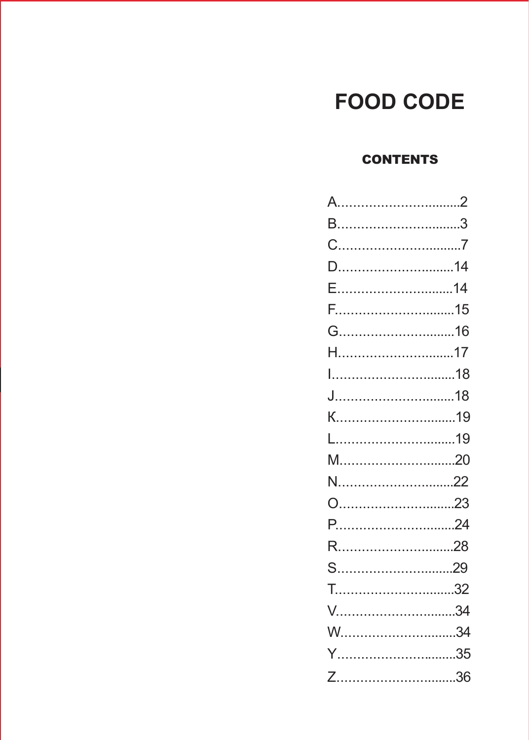# FOOD CODE

## CONTENTS

A………………………….2
B………………………….3
C………………………….7
D………………………..14
E………………………..14
F…………………………15
G………………………..16
H………………………..17
I…………………………..18
J………………………….18
K…………………………19
L…………………………19
M………………………..20
N………………………..22
O………………………..23
P………………………...24
R………………………..28
S………………………..29
T…………………………32
V…………………………34
W………………………..34
Y…………………………35
Z…………………………36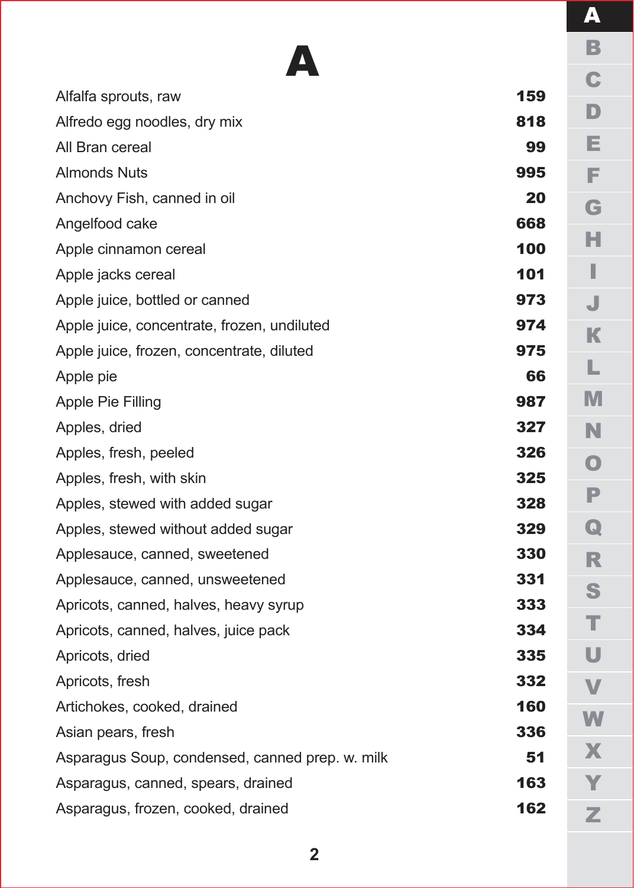# A

| Item | Number |
|---|---|
| Alfalfa sprouts, raw | **159** |
| Alfredo egg noodles, dry mix | **818** |
| All Bran cereal | **99** |
| Almonds Nuts | **995** |
| Anchovy Fish, canned in oil | **20** |
| Angelfood cake | **668** |
| Apple cinnamon cereal | **100** |
| Apple jacks cereal | **101** |
| Apple juice, bottled or canned | **973** |
| Apple juice, concentrate, frozen, undiluted | **974** |
| Apple juice, frozen, concentrate, diluted | **975** |
| Apple pie | **66** |
| Apple Pie Filling | **987** |
| Apples, dried | **327** |
| Apples, fresh, peeled | **326** |
| Apples, fresh, with skin | **325** |
| Apples, stewed with added sugar | **328** |
| Apples, stewed without added sugar | **329** |
| Applesauce, canned, sweetened | **330** |
| Applesauce, canned, unsweetened | **331** |
| Apricots, canned, halves, heavy syrup | **333** |
| Apricots, canned, halves, juice pack | **334** |
| Apricots, dried | **335** |
| Apricots, fresh | **332** |
| Artichokes, cooked, drained | **160** |
| Asian pears, fresh | **336** |
| Asparagus Soup, condensed, canned prep. w. milk | **51** |
| Asparagus, canned, spears, drained | **163** |
| Asparagus, frozen, cooked, drained | **162** |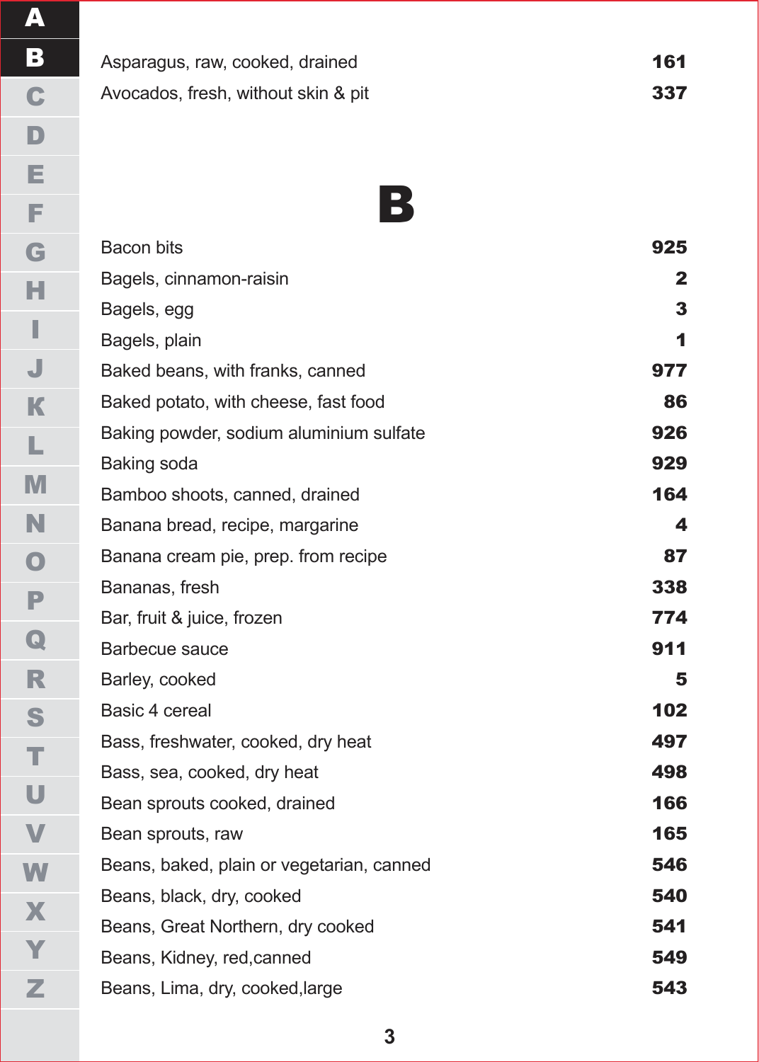| | |
|---|---|
| Asparagus, raw, cooked, drained | **161** |
| Avocados, fresh, without skin & pit | **337** |

# B

| | |
|---|---|
| Bacon bits | **925** |
| Bagels, cinnamon-raisin | **2** |
| Bagels, egg | **3** |
| Bagels, plain | **1** |
| Baked beans, with franks, canned | **977** |
| Baked potato, with cheese, fast food | **86** |
| Baking powder, sodium aluminium sulfate | **926** |
| Baking soda | **929** |
| Bamboo shoots, canned, drained | **164** |
| Banana bread, recipe, margarine | **4** |
| Banana cream pie, prep. from recipe | **87** |
| Bananas, fresh | **338** |
| Bar, fruit & juice, frozen | **774** |
| Barbecue sauce | **911** |
| Barley, cooked | **5** |
| Basic 4 cereal | **102** |
| Bass, freshwater, cooked, dry heat | **497** |
| Bass, sea, cooked, dry heat | **498** |
| Bean sprouts cooked, drained | **166** |
| Bean sprouts, raw | **165** |
| Beans, baked, plain or vegetarian, canned | **546** |
| Beans, black, dry, cooked | **540** |
| Beans, Great Northern, dry cooked | **541** |
| Beans, Kidney, red,canned | **549** |
| Beans, Lima, dry, cooked,large | **543** |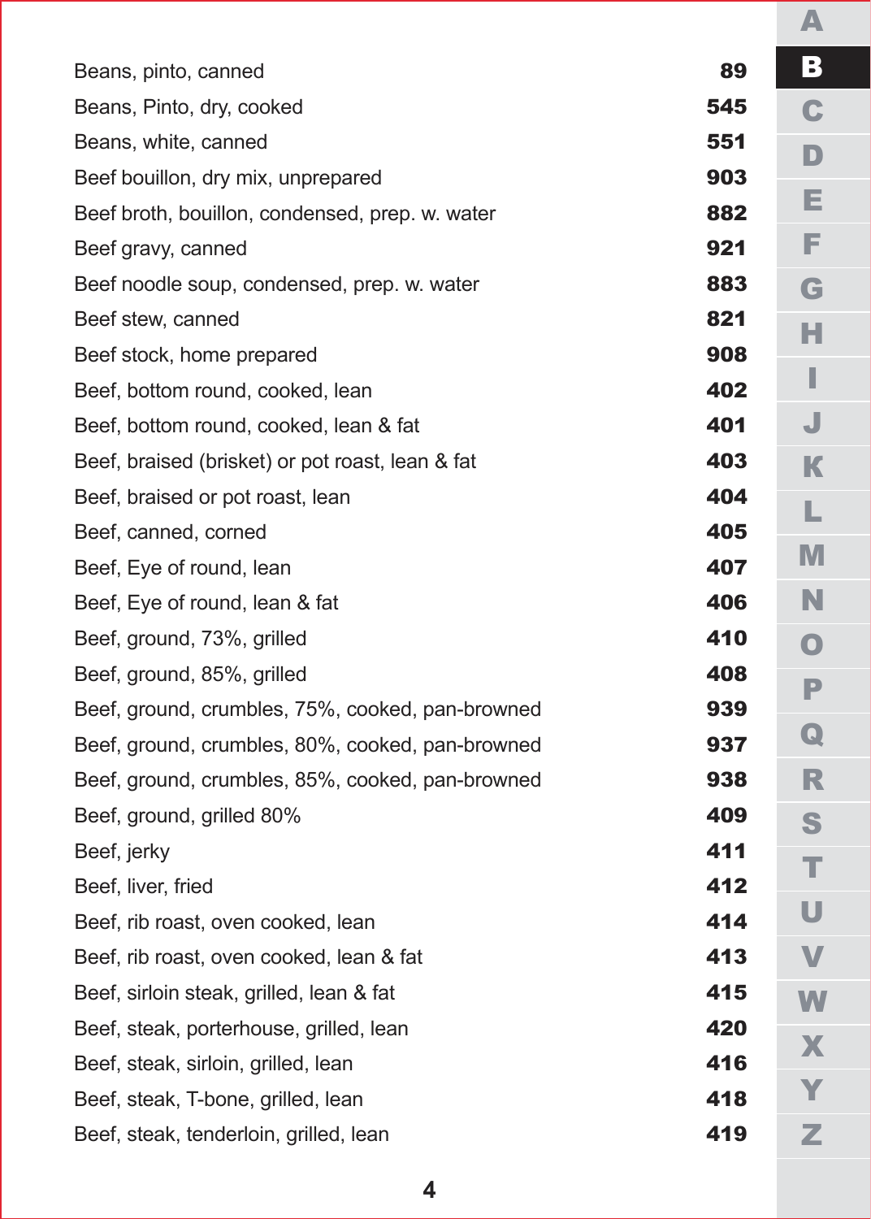| | |
|---|---|
| Beans, pinto, canned | **89** |
| Beans, Pinto, dry, cooked | **545** |
| Beans, white, canned | **551** |
| Beef bouillon, dry mix, unprepared | **903** |
| Beef broth, bouillon, condensed, prep. w. water | **882** |
| Beef gravy, canned | **921** |
| Beef noodle soup, condensed, prep. w. water | **883** |
| Beef stew, canned | **821** |
| Beef stock, home prepared | **908** |
| Beef, bottom round, cooked, lean | **402** |
| Beef, bottom round, cooked, lean & fat | **401** |
| Beef, braised (brisket) or pot roast, lean & fat | **403** |
| Beef, braised or pot roast, lean | **404** |
| Beef, canned, corned | **405** |
| Beef, Eye of round, lean | **407** |
| Beef, Eye of round, lean & fat | **406** |
| Beef, ground, 73%, grilled | **410** |
| Beef, ground, 85%, grilled | **408** |
| Beef, ground, crumbles, 75%, cooked, pan-browned | **939** |
| Beef, ground, crumbles, 80%, cooked, pan-browned | **937** |
| Beef, ground, crumbles, 85%, cooked, pan-browned | **938** |
| Beef, ground, grilled 80% | **409** |
| Beef, jerky | **411** |
| Beef, liver, fried | **412** |
| Beef, rib roast, oven cooked, lean | **414** |
| Beef, rib roast, oven cooked, lean & fat | **413** |
| Beef, sirloin steak, grilled, lean & fat | **415** |
| Beef, steak, porterhouse, grilled, lean | **420** |
| Beef, steak, sirloin, grilled, lean | **416** |
| Beef, steak, T-bone, grilled, lean | **418** |
| Beef, steak, tenderloin, grilled, lean | **419** |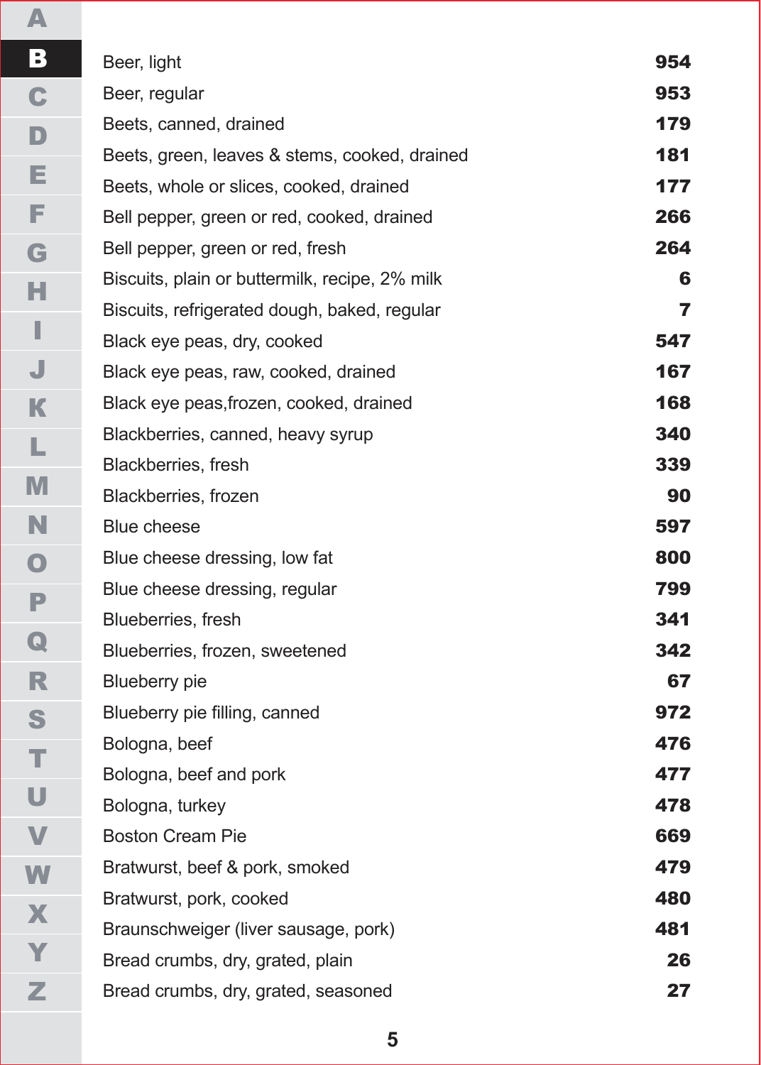| | |
|---|---|
| Beer, light | **954** |
| Beer, regular | **953** |
| Beets, canned, drained | **179** |
| Beets, green, leaves & stems, cooked, drained | **181** |
| Beets, whole or slices, cooked, drained | **177** |
| Bell pepper, green or red, cooked, drained | **266** |
| Bell pepper, green or red, fresh | **264** |
| Biscuits, plain or buttermilk, recipe, 2% milk | **6** |
| Biscuits, refrigerated dough, baked, regular | **7** |
| Black eye peas, dry, cooked | **547** |
| Black eye peas, raw, cooked, drained | **167** |
| Black eye peas,frozen, cooked, drained | **168** |
| Blackberries, canned, heavy syrup | **340** |
| Blackberries, fresh | **339** |
| Blackberries, frozen | **90** |
| Blue cheese | **597** |
| Blue cheese dressing, low fat | **800** |
| Blue cheese dressing, regular | **799** |
| Blueberries, fresh | **341** |
| Blueberries, frozen, sweetened | **342** |
| Blueberry pie | **67** |
| Blueberry pie filling, canned | **972** |
| Bologna, beef | **476** |
| Bologna, beef and pork | **477** |
| Bologna, turkey | **478** |
| Boston Cream Pie | **669** |
| Bratwurst, beef & pork, smoked | **479** |
| Bratwurst, pork, cooked | **480** |
| Braunschweiger (liver sausage, pork) | **481** |
| Bread crumbs, dry, grated, plain | **26** |
| Bread crumbs, dry, grated, seasoned | **27** |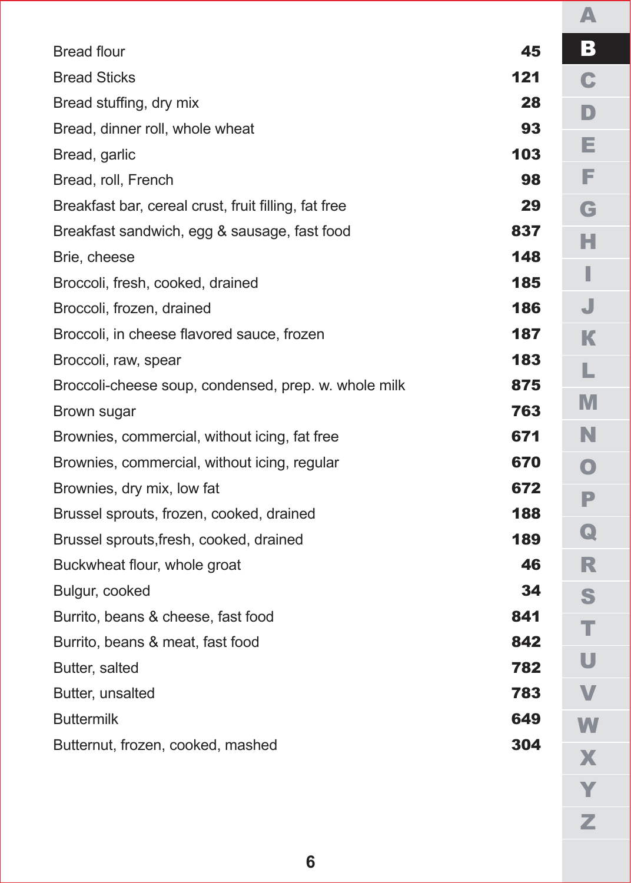| | |
|---|---|
| Bread flour | **45** |
| Bread Sticks | **121** |
| Bread stuffing, dry mix | **28** |
| Bread, dinner roll, whole wheat | **93** |
| Bread, garlic | **103** |
| Bread, roll, French | **98** |
| Breakfast bar, cereal crust, fruit filling, fat free | **29** |
| Breakfast sandwich, egg & sausage, fast food | **837** |
| Brie, cheese | **148** |
| Broccoli, fresh, cooked, drained | **185** |
| Broccoli, frozen, drained | **186** |
| Broccoli, in cheese flavored sauce, frozen | **187** |
| Broccoli, raw, spear | **183** |
| Broccoli-cheese soup, condensed, prep. w. whole milk | **875** |
| Brown sugar | **763** |
| Brownies, commercial, without icing, fat free | **671** |
| Brownies, commercial, without icing, regular | **670** |
| Brownies, dry mix, low fat | **672** |
| Brussel sprouts, frozen, cooked, drained | **188** |
| Brussel sprouts,fresh, cooked, drained | **189** |
| Buckwheat flour, whole groat | **46** |
| Bulgur, cooked | **34** |
| Burrito, beans & cheese, fast food | **841** |
| Burrito, beans & meat, fast food | **842** |
| Butter, salted | **782** |
| Butter, unsalted | **783** |
| Buttermilk | **649** |
| Butternut, frozen, cooked, mashed | **304** |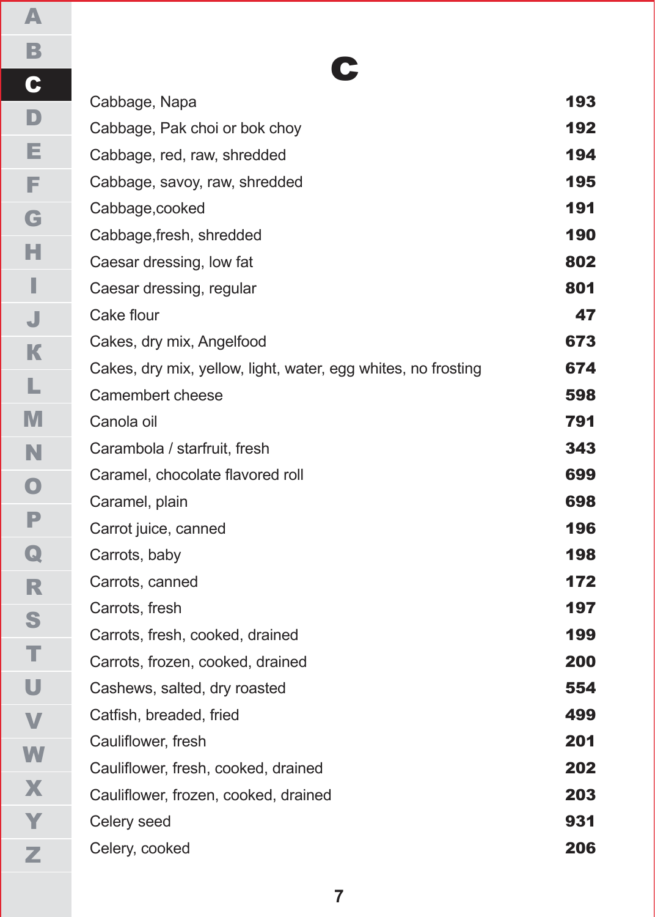# C

| Item | Number |
| --- | --- |
| Cabbage, Napa | 193 |
| Cabbage, Pak choi or bok choy | 192 |
| Cabbage, red, raw, shredded | 194 |
| Cabbage, savoy, raw, shredded | 195 |
| Cabbage,cooked | 191 |
| Cabbage,fresh, shredded | 190 |
| Caesar dressing, low fat | 802 |
| Caesar dressing, regular | 801 |
| Cake flour | 47 |
| Cakes, dry mix, Angelfood | 673 |
| Cakes, dry mix, yellow, light, water, egg whites, no frosting | 674 |
| Camembert cheese | 598 |
| Canola oil | 791 |
| Carambola / starfruit, fresh | 343 |
| Caramel, chocolate flavored roll | 699 |
| Caramel, plain | 698 |
| Carrot juice, canned | 196 |
| Carrots, baby | 198 |
| Carrots, canned | 172 |
| Carrots, fresh | 197 |
| Carrots, fresh, cooked, drained | 199 |
| Carrots, frozen, cooked, drained | 200 |
| Cashews, salted, dry roasted | 554 |
| Catfish, breaded, fried | 499 |
| Cauliflower, fresh | 201 |
| Cauliflower, fresh, cooked, drained | 202 |
| Cauliflower, frozen, cooked, drained | 203 |
| Celery seed | 931 |
| Celery, cooked | 206 |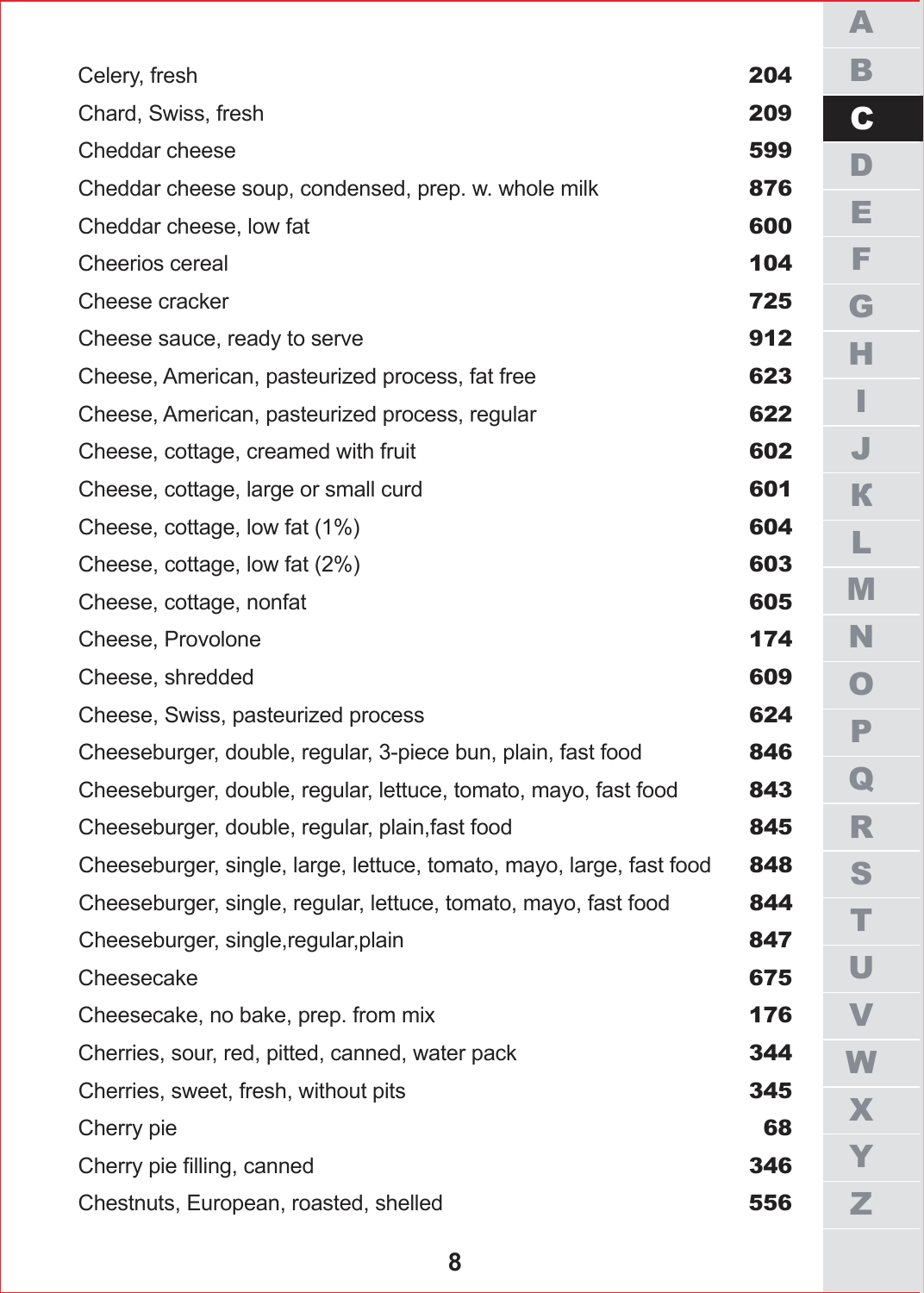| | |
|---|---|
| Celery, fresh | **204** |
| Chard, Swiss, fresh | **209** |
| Cheddar cheese | **599** |
| Cheddar cheese soup, condensed, prep. w. whole milk | **876** |
| Cheddar cheese, low fat | **600** |
| Cheerios cereal | **104** |
| Cheese cracker | **725** |
| Cheese sauce, ready to serve | **912** |
| Cheese, American, pasteurized process, fat free | **623** |
| Cheese, American, pasteurized process, regular | **622** |
| Cheese, cottage, creamed with fruit | **602** |
| Cheese, cottage, large or small curd | **601** |
| Cheese, cottage, low fat (1%) | **604** |
| Cheese, cottage, low fat (2%) | **603** |
| Cheese, cottage, nonfat | **605** |
| Cheese, Provolone | **174** |
| Cheese, shredded | **609** |
| Cheese, Swiss, pasteurized process | **624** |
| Cheeseburger, double, regular, 3-piece bun, plain, fast food | **846** |
| Cheeseburger, double, regular, lettuce, tomato, mayo, fast food | **843** |
| Cheeseburger, double, regular, plain,fast food | **845** |
| Cheeseburger, single, large, lettuce, tomato, mayo, large, fast food | **848** |
| Cheeseburger, single, regular, lettuce, tomato, mayo, fast food | **844** |
| Cheeseburger, single,regular,plain | **847** |
| Cheesecake | **675** |
| Cheesecake, no bake, prep. from mix | **176** |
| Cherries, sour, red, pitted, canned, water pack | **344** |
| Cherries, sweet, fresh, without pits | **345** |
| Cherry pie | **68** |
| Cherry pie filling, canned | **346** |
| Chestnuts, European, roasted, shelled | **556** |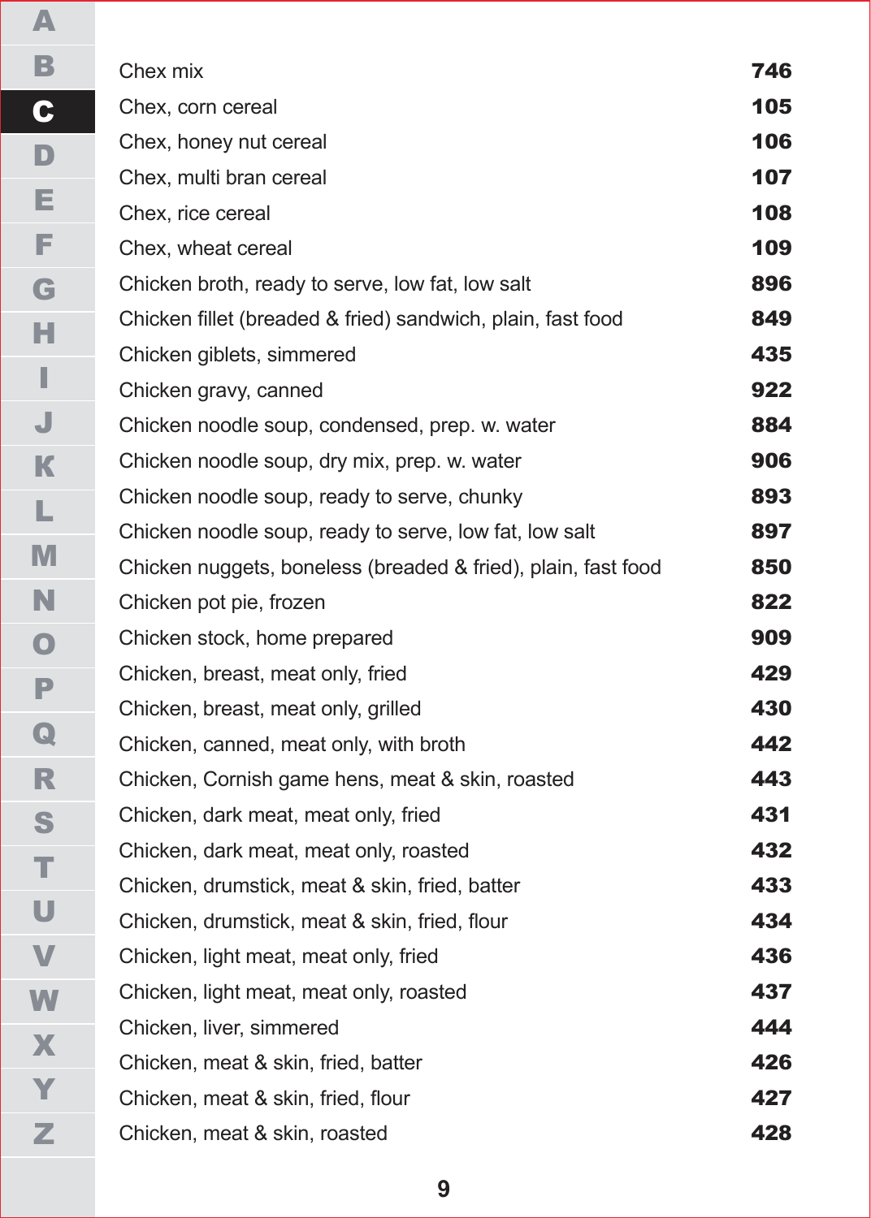| | |
|---|---|
| Chex mix | **746** |
| Chex, corn cereal | **105** |
| Chex, honey nut cereal | **106** |
| Chex, multi bran cereal | **107** |
| Chex, rice cereal | **108** |
| Chex, wheat cereal | **109** |
| Chicken broth, ready to serve, low fat, low salt | **896** |
| Chicken fillet (breaded & fried) sandwich, plain, fast food | **849** |
| Chicken giblets, simmered | **435** |
| Chicken gravy, canned | **922** |
| Chicken noodle soup, condensed, prep. w. water | **884** |
| Chicken noodle soup, dry mix, prep. w. water | **906** |
| Chicken noodle soup, ready to serve, chunky | **893** |
| Chicken noodle soup, ready to serve, low fat, low salt | **897** |
| Chicken nuggets, boneless (breaded & fried), plain, fast food | **850** |
| Chicken pot pie, frozen | **822** |
| Chicken stock, home prepared | **909** |
| Chicken, breast, meat only, fried | **429** |
| Chicken, breast, meat only, grilled | **430** |
| Chicken, canned, meat only, with broth | **442** |
| Chicken, Cornish game hens, meat & skin, roasted | **443** |
| Chicken, dark meat, meat only, fried | **431** |
| Chicken, dark meat, meat only, roasted | **432** |
| Chicken, drumstick, meat & skin, fried, batter | **433** |
| Chicken, drumstick, meat & skin, fried, flour | **434** |
| Chicken, light meat, meat only, fried | **436** |
| Chicken, light meat, meat only, roasted | **437** |
| Chicken, liver, simmered | **444** |
| Chicken, meat & skin, fried, batter | **426** |
| Chicken, meat & skin, fried, flour | **427** |
| Chicken, meat & skin, roasted | **428** |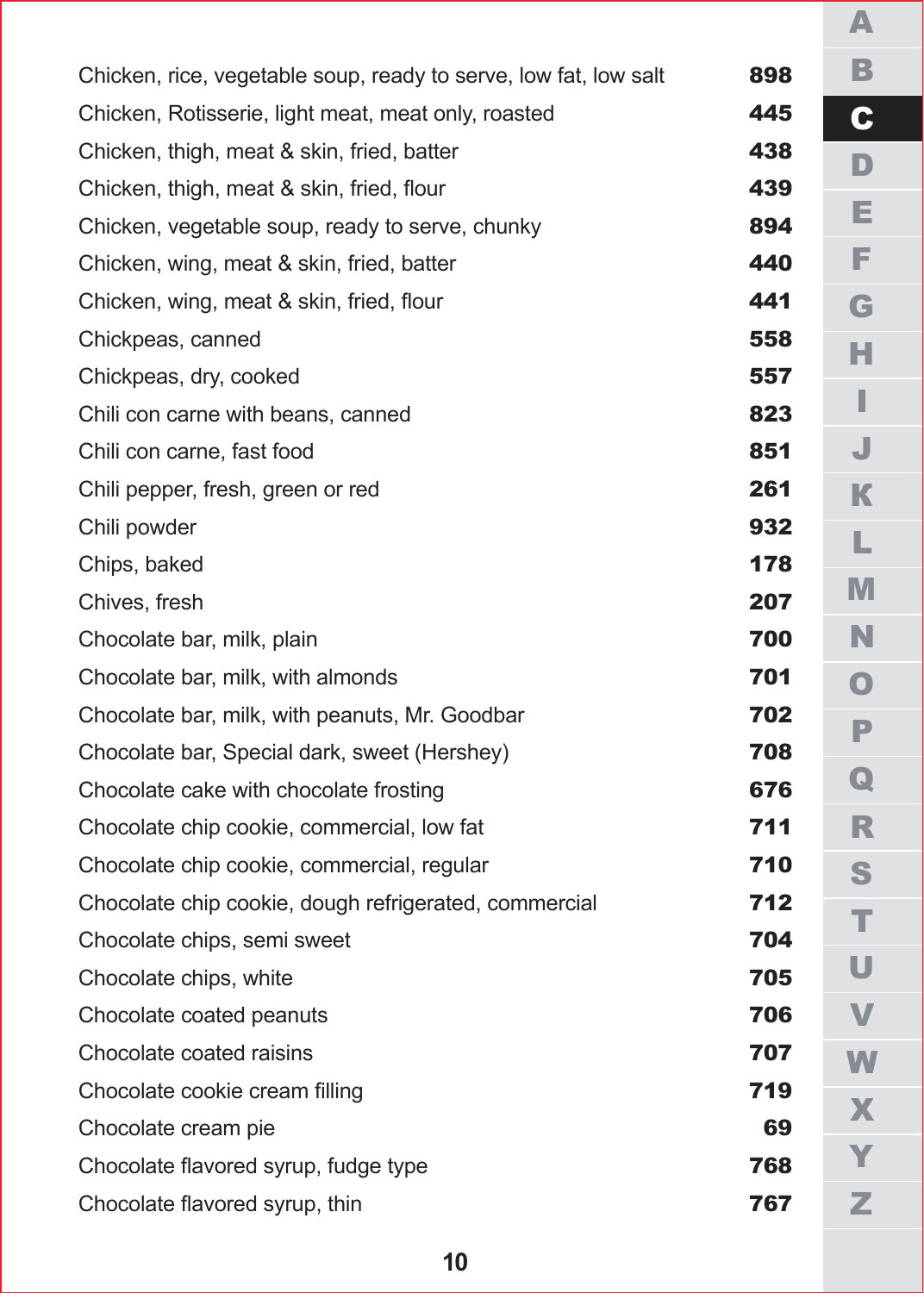| | |
|---|---|
| Chicken, rice, vegetable soup, ready to serve, low fat, low salt | **898** |
| Chicken, Rotisserie, light meat, meat only, roasted | **445** |
| Chicken, thigh, meat & skin, fried, batter | **438** |
| Chicken, thigh, meat & skin, fried, flour | **439** |
| Chicken, vegetable soup, ready to serve, chunky | **894** |
| Chicken, wing, meat & skin, fried, batter | **440** |
| Chicken, wing, meat & skin, fried, flour | **441** |
| Chickpeas, canned | **558** |
| Chickpeas, dry, cooked | **557** |
| Chili con carne with beans, canned | **823** |
| Chili con carne, fast food | **851** |
| Chili pepper, fresh, green or red | **261** |
| Chili powder | **932** |
| Chips, baked | **178** |
| Chives, fresh | **207** |
| Chocolate bar, milk, plain | **700** |
| Chocolate bar, milk, with almonds | **701** |
| Chocolate bar, milk, with peanuts, Mr. Goodbar | **702** |
| Chocolate bar, Special dark, sweet (Hershey) | **708** |
| Chocolate cake with chocolate frosting | **676** |
| Chocolate chip cookie, commercial, low fat | **711** |
| Chocolate chip cookie, commercial, regular | **710** |
| Chocolate chip cookie, dough refrigerated, commercial | **712** |
| Chocolate chips, semi sweet | **704** |
| Chocolate chips, white | **705** |
| Chocolate coated peanuts | **706** |
| Chocolate coated raisins | **707** |
| Chocolate cookie cream filling | **719** |
| Chocolate cream pie | **69** |
| Chocolate flavored syrup, fudge type | **768** |
| Chocolate flavored syrup, thin | **767** |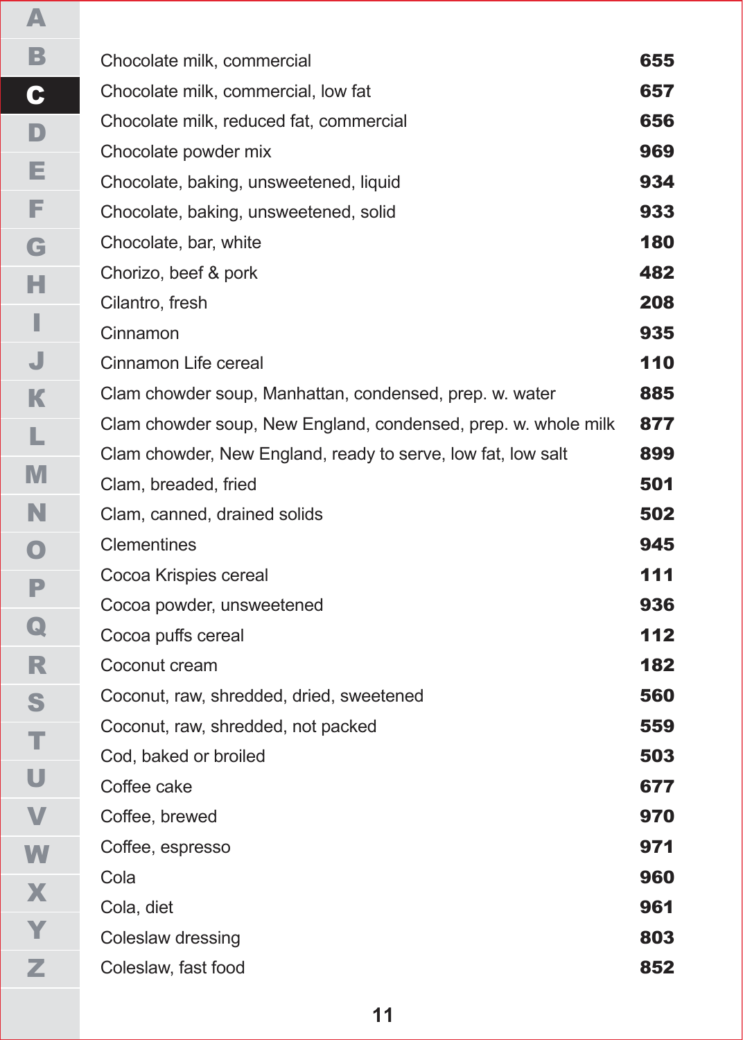| | |
|---|---|
| Chocolate milk, commercial | **655** |
| Chocolate milk, commercial, low fat | **657** |
| Chocolate milk, reduced fat, commercial | **656** |
| Chocolate powder mix | **969** |
| Chocolate, baking, unsweetened, liquid | **934** |
| Chocolate, baking, unsweetened, solid | **933** |
| Chocolate, bar, white | **180** |
| Chorizo, beef & pork | **482** |
| Cilantro, fresh | **208** |
| Cinnamon | **935** |
| Cinnamon Life cereal | **110** |
| Clam chowder soup, Manhattan, condensed, prep. w. water | **885** |
| Clam chowder soup, New England, condensed, prep. w. whole milk | **877** |
| Clam chowder, New England, ready to serve, low fat, low salt | **899** |
| Clam, breaded, fried | **501** |
| Clam, canned, drained solids | **502** |
| Clementines | **945** |
| Cocoa Krispies cereal | **111** |
| Cocoa powder, unsweetened | **936** |
| Cocoa puffs cereal | **112** |
| Coconut cream | **182** |
| Coconut, raw, shredded, dried, sweetened | **560** |
| Coconut, raw, shredded, not packed | **559** |
| Cod, baked or broiled | **503** |
| Coffee cake | **677** |
| Coffee, brewed | **970** |
| Coffee, espresso | **971** |
| Cola | **960** |
| Cola, diet | **961** |
| Coleslaw dressing | **803** |
| Coleslaw, fast food | **852** |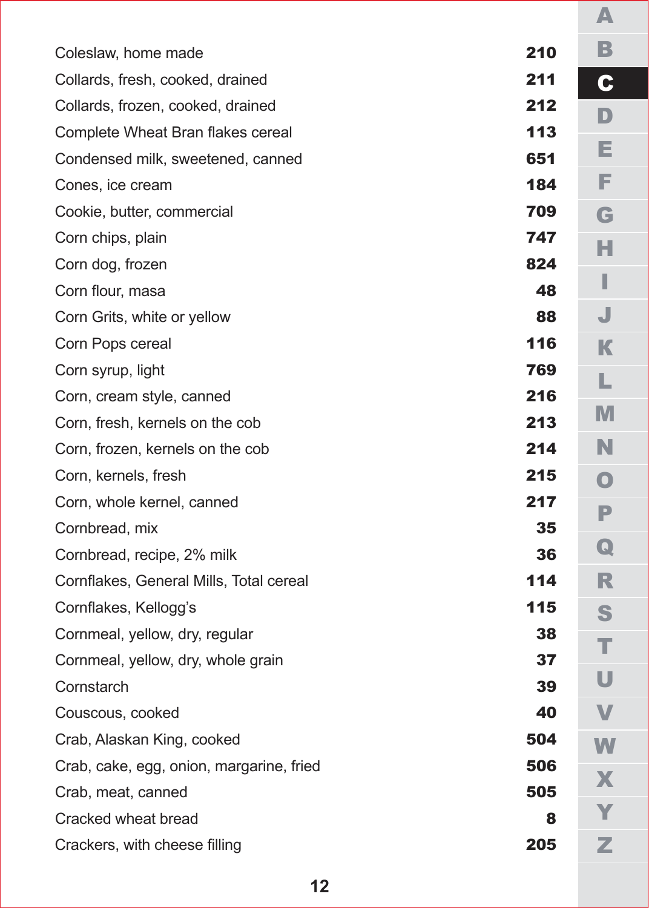| Food | Number |
|---|---|
| Coleslaw, home made | **210** |
| Collards, fresh, cooked, drained | **211** |
| Collards, frozen, cooked, drained | **212** |
| Complete Wheat Bran flakes cereal | **113** |
| Condensed milk, sweetened, canned | **651** |
| Cones, ice cream | **184** |
| Cookie, butter, commercial | **709** |
| Corn chips, plain | **747** |
| Corn dog, frozen | **824** |
| Corn flour, masa | **48** |
| Corn Grits, white or yellow | **88** |
| Corn Pops cereal | **116** |
| Corn syrup, light | **769** |
| Corn, cream style, canned | **216** |
| Corn, fresh, kernels on the cob | **213** |
| Corn, frozen, kernels on the cob | **214** |
| Corn, kernels, fresh | **215** |
| Corn, whole kernel, canned | **217** |
| Cornbread, mix | **35** |
| Cornbread, recipe, 2% milk | **36** |
| Cornflakes, General Mills, Total cereal | **114** |
| Cornflakes, Kellogg's | **115** |
| Cornmeal, yellow, dry, regular | **38** |
| Cornmeal, yellow, dry, whole grain | **37** |
| Cornstarch | **39** |
| Couscous, cooked | **40** |
| Crab, Alaskan King, cooked | **504** |
| Crab, cake, egg, onion, margarine, fried | **506** |
| Crab, meat, canned | **505** |
| Cracked wheat bread | **8** |
| Crackers, with cheese filling | **205** |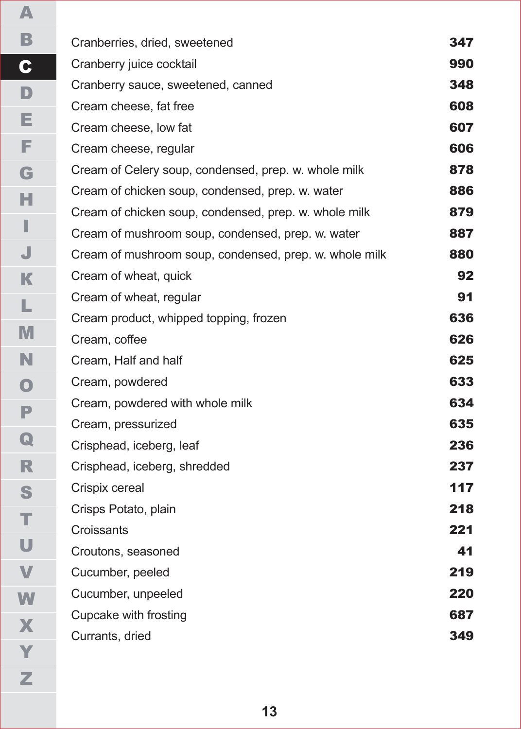| | |
|---|---|
| Cranberries, dried, sweetened | **347** |
| Cranberry juice cocktail | **990** |
| Cranberry sauce, sweetened, canned | **348** |
| Cream cheese, fat free | **608** |
| Cream cheese, low fat | **607** |
| Cream cheese, regular | **606** |
| Cream of Celery soup, condensed, prep. w. whole milk | **878** |
| Cream of chicken soup, condensed, prep. w. water | **886** |
| Cream of chicken soup, condensed, prep. w. whole milk | **879** |
| Cream of mushroom soup, condensed, prep. w. water | **887** |
| Cream of mushroom soup, condensed, prep. w. whole milk | **880** |
| Cream of wheat, quick | **92** |
| Cream of wheat, regular | **91** |
| Cream product, whipped topping, frozen | **636** |
| Cream, coffee | **626** |
| Cream, Half and half | **625** |
| Cream, powdered | **633** |
| Cream, powdered with whole milk | **634** |
| Cream, pressurized | **635** |
| Crisphead, iceberg, leaf | **236** |
| Crisphead, iceberg, shredded | **237** |
| Crispix cereal | **117** |
| Crisps Potato, plain | **218** |
| Croissants | **221** |
| Croutons, seasoned | **41** |
| Cucumber, peeled | **219** |
| Cucumber, unpeeled | **220** |
| Cupcake with frosting | **687** |
| Currants, dried | **349** |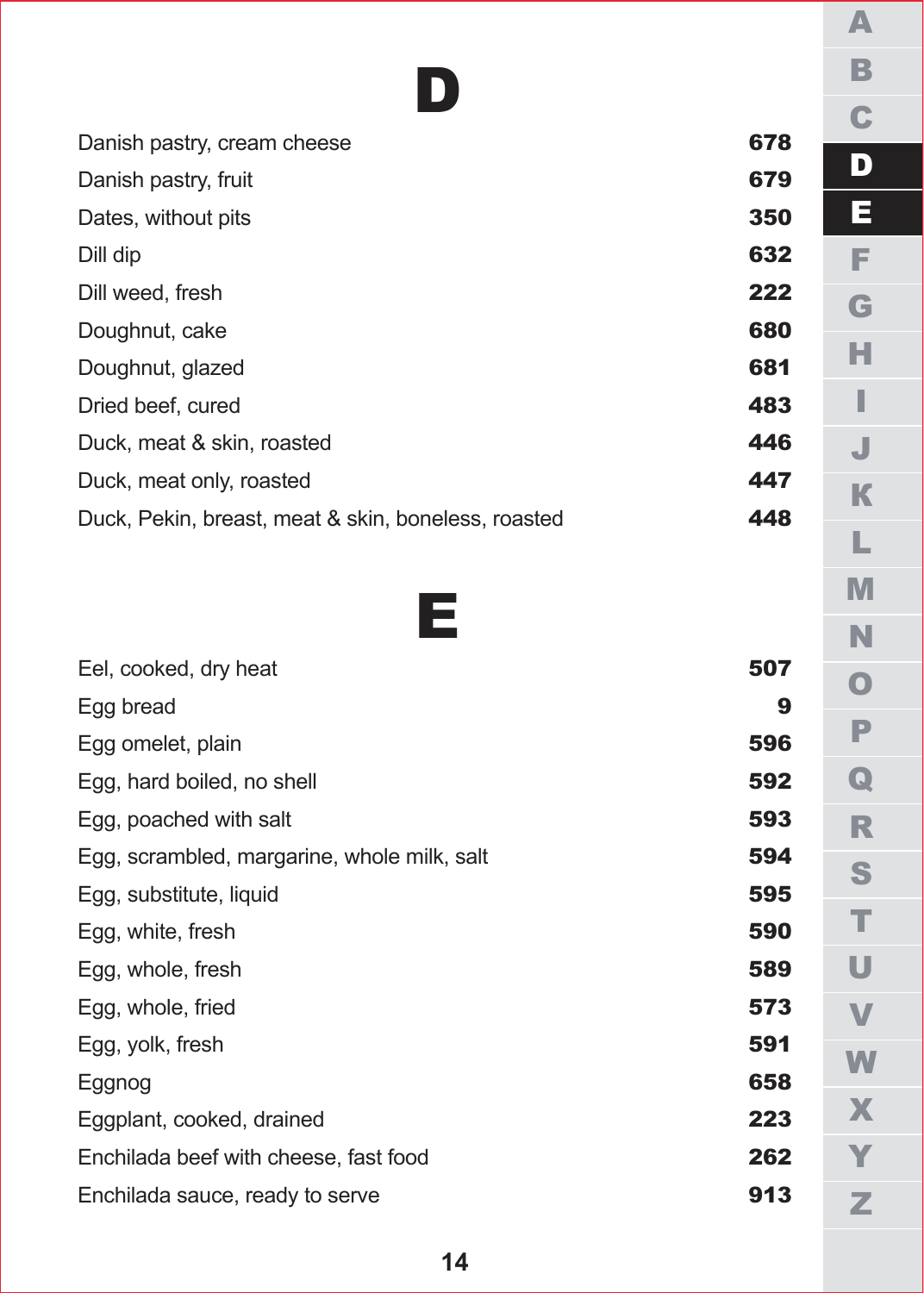# D

| | |
|---|---|
| Danish pastry, cream cheese | **678** |
| Danish pastry, fruit | **679** |
| Dates, without pits | **350** |
| Dill dip | **632** |
| Dill weed, fresh | **222** |
| Doughnut, cake | **680** |
| Doughnut, glazed | **681** |
| Dried beef, cured | **483** |
| Duck, meat & skin, roasted | **446** |
| Duck, meat only, roasted | **447** |
| Duck, Pekin, breast, meat & skin, boneless, roasted | **448** |

# E

| | |
|---|---|
| Eel, cooked, dry heat | **507** |
| Egg bread | **9** |
| Egg omelet, plain | **596** |
| Egg, hard boiled, no shell | **592** |
| Egg, poached with salt | **593** |
| Egg, scrambled, margarine, whole milk, salt | **594** |
| Egg, substitute, liquid | **595** |
| Egg, white, fresh | **590** |
| Egg, whole, fresh | **589** |
| Egg, whole, fried | **573** |
| Egg, yolk, fresh | **591** |
| Eggnog | **658** |
| Eggplant, cooked, drained | **223** |
| Enchilada beef with cheese, fast food | **262** |
| Enchilada sauce, ready to serve | **913** |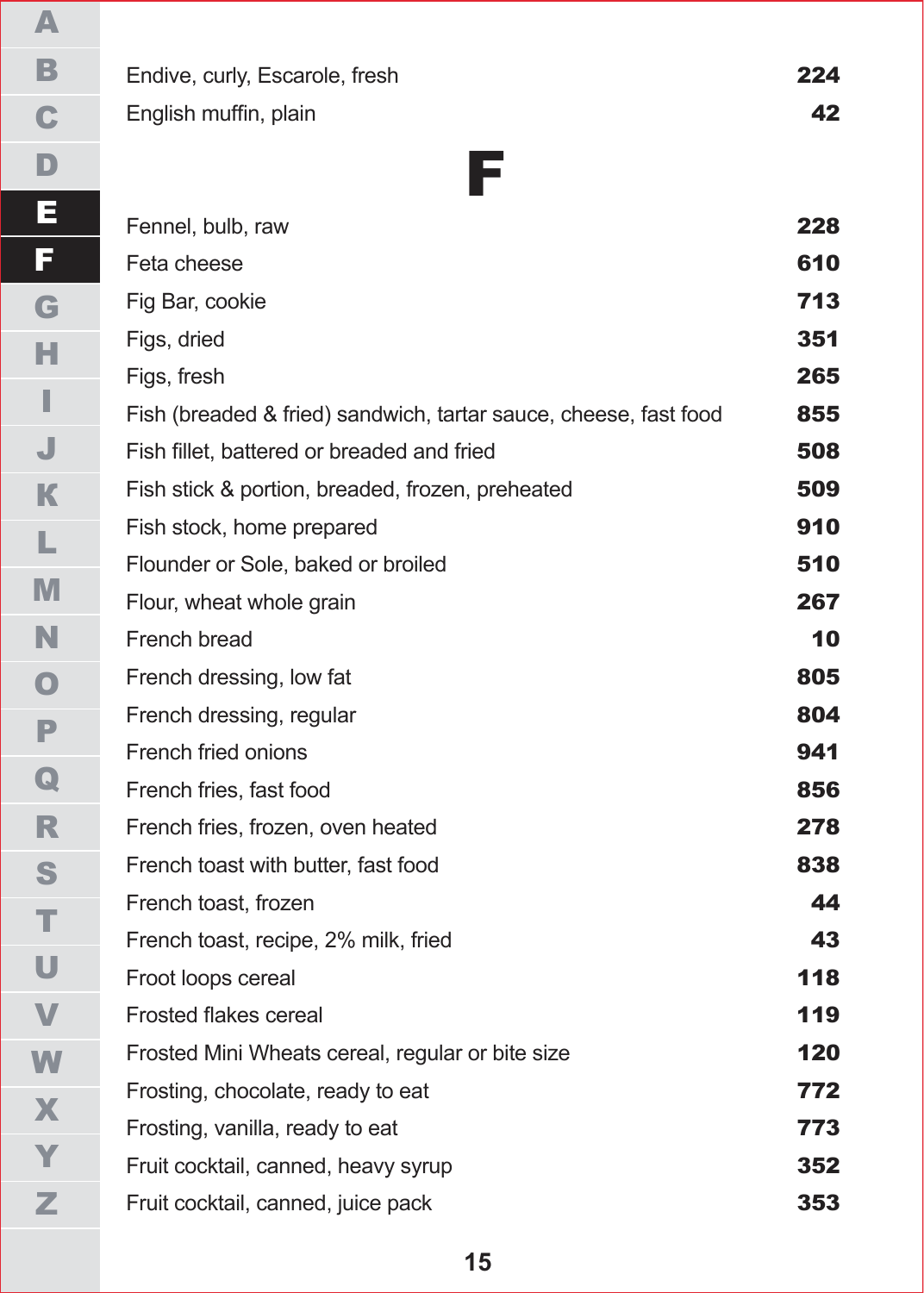| | |
|---|---|
| Endive, curly, Escarole, fresh | 224 |
| English muffin, plain | 42 |

# F

| | |
|---|---|
| Fennel, bulb, raw | 228 |
| Feta cheese | 610 |
| Fig Bar, cookie | 713 |
| Figs, dried | 351 |
| Figs, fresh | 265 |
| Fish (breaded & fried) sandwich, tartar sauce, cheese, fast food | 855 |
| Fish fillet, battered or breaded and fried | 508 |
| Fish stick & portion, breaded, frozen, preheated | 509 |
| Fish stock, home prepared | 910 |
| Flounder or Sole, baked or broiled | 510 |
| Flour, wheat whole grain | 267 |
| French bread | 10 |
| French dressing, low fat | 805 |
| French dressing, regular | 804 |
| French fried onions | 941 |
| French fries, fast food | 856 |
| French fries, frozen, oven heated | 278 |
| French toast with butter, fast food | 838 |
| French toast, frozen | 44 |
| French toast, recipe, 2% milk, fried | 43 |
| Froot loops cereal | 118 |
| Frosted flakes cereal | 119 |
| Frosted Mini Wheats cereal, regular or bite size | 120 |
| Frosting, chocolate, ready to eat | 772 |
| Frosting, vanilla, ready to eat | 773 |
| Fruit cocktail, canned, heavy syrup | 352 |
| Fruit cocktail, canned, juice pack | 353 |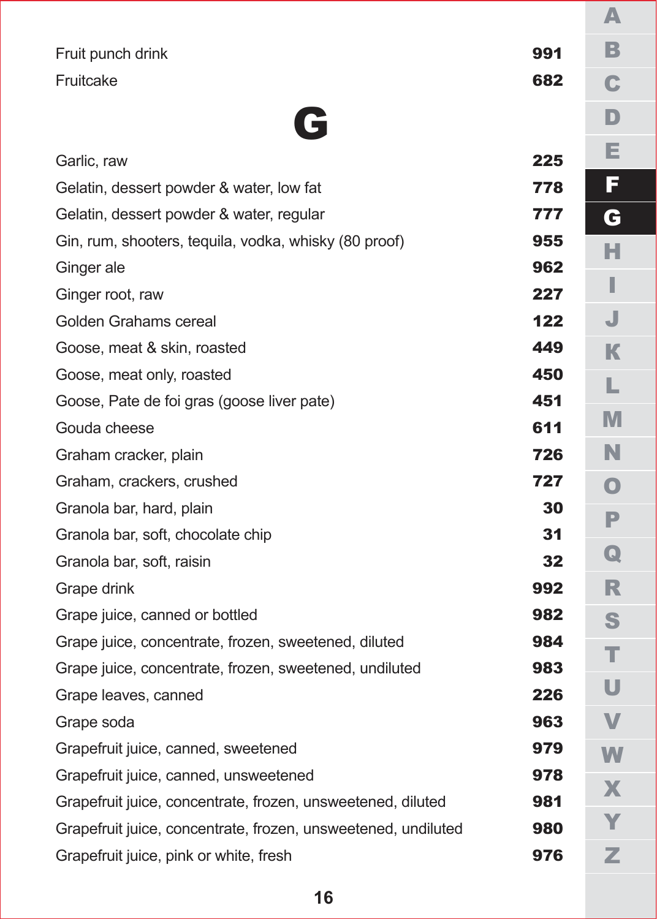| | |
|---|---|
| Fruit punch drink | **991** |
| Fruitcake | **682** |

# G

| | |
|---|---|
| Garlic, raw | **225** |
| Gelatin, dessert powder & water, low fat | **778** |
| Gelatin, dessert powder & water, regular | **777** |
| Gin, rum, shooters, tequila, vodka, whisky (80 proof) | **955** |
| Ginger ale | **962** |
| Ginger root, raw | **227** |
| Golden Grahams cereal | **122** |
| Goose, meat & skin, roasted | **449** |
| Goose, meat only, roasted | **450** |
| Goose, Pate de foi gras (goose liver pate) | **451** |
| Gouda cheese | **611** |
| Graham cracker, plain | **726** |
| Graham, crackers, crushed | **727** |
| Granola bar, hard, plain | **30** |
| Granola bar, soft, chocolate chip | **31** |
| Granola bar, soft, raisin | **32** |
| Grape drink | **992** |
| Grape juice, canned or bottled | **982** |
| Grape juice, concentrate, frozen, sweetened, diluted | **984** |
| Grape juice, concentrate, frozen, sweetened, undiluted | **983** |
| Grape leaves, canned | **226** |
| Grape soda | **963** |
| Grapefruit juice, canned, sweetened | **979** |
| Grapefruit juice, canned, unsweetened | **978** |
| Grapefruit juice, concentrate, frozen, unsweetened, diluted | **981** |
| Grapefruit juice, concentrate, frozen, unsweetened, undiluted | **980** |
| Grapefruit juice, pink or white, fresh | **976** |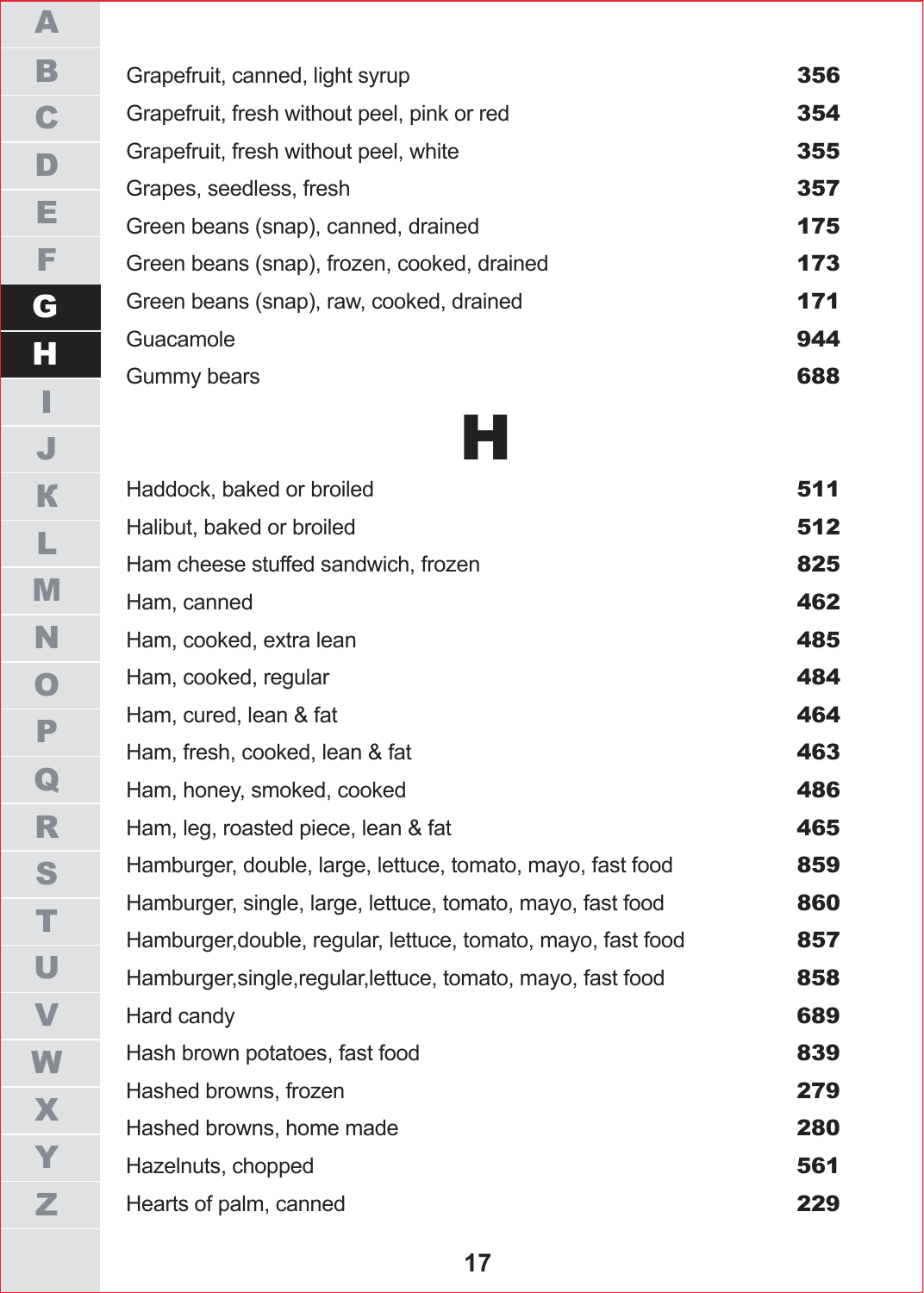| | |
|---|---|
| Grapefruit, canned, light syrup | 356 |
| Grapefruit, fresh without peel, pink or red | 354 |
| Grapefruit, fresh without peel, white | 355 |
| Grapes, seedless, fresh | 357 |
| Green beans (snap), canned, drained | 175 |
| Green beans (snap), frozen, cooked, drained | 173 |
| Green beans (snap), raw, cooked, drained | 171 |
| Guacamole | 944 |
| Gummy bears | 688 |

# H

| | |
|---|---|
| Haddock, baked or broiled | 511 |
| Halibut, baked or broiled | 512 |
| Ham cheese stuffed sandwich, frozen | 825 |
| Ham, canned | 462 |
| Ham, cooked, extra lean | 485 |
| Ham, cooked, regular | 484 |
| Ham, cured, lean & fat | 464 |
| Ham, fresh, cooked, lean & fat | 463 |
| Ham, honey, smoked, cooked | 486 |
| Ham, leg, roasted piece, lean & fat | 465 |
| Hamburger, double, large, lettuce, tomato, mayo, fast food | 859 |
| Hamburger, single, large, lettuce, tomato, mayo, fast food | 860 |
| Hamburger,double, regular, lettuce, tomato, mayo, fast food | 857 |
| Hamburger,single,regular,lettuce, tomato, mayo, fast food | 858 |
| Hard candy | 689 |
| Hash brown potatoes, fast food | 839 |
| Hashed browns, frozen | 279 |
| Hashed browns, home made | 280 |
| Hazelnuts, chopped | 561 |
| Hearts of palm, canned | 229 |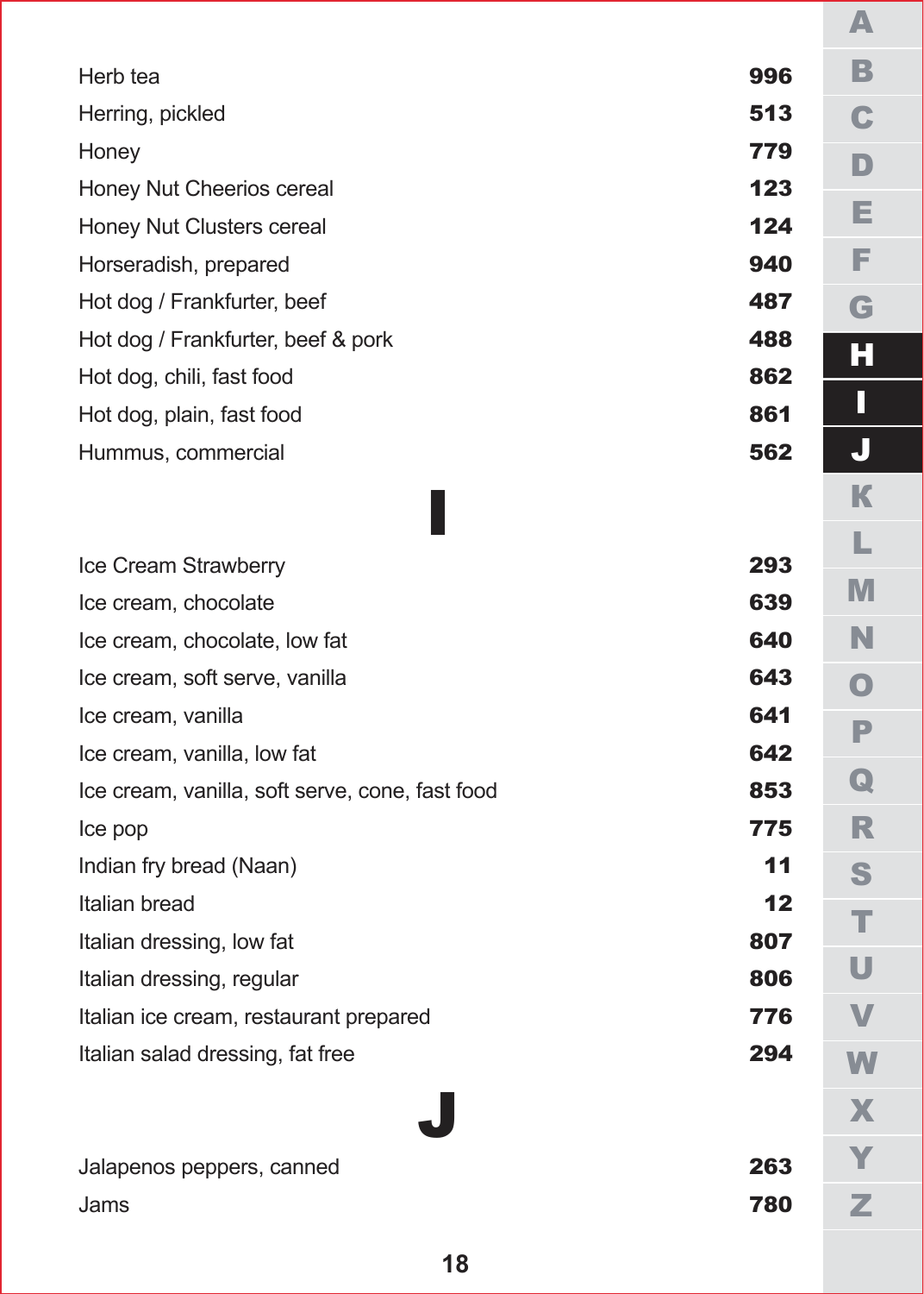| | |
|---|---|
| Herb tea | **996** |
| Herring, pickled | **513** |
| Honey | **779** |
| Honey Nut Cheerios cereal | **123** |
| Honey Nut Clusters cereal | **124** |
| Horseradish, prepared | **940** |
| Hot dog / Frankfurter, beef | **487** |
| Hot dog / Frankfurter, beef & pork | **488** |
| Hot dog, chili, fast food | **862** |
| Hot dog, plain, fast food | **861** |
| Hummus, commercial | **562** |

# I

| | |
|---|---|
| Ice Cream Strawberry | **293** |
| Ice cream, chocolate | **639** |
| Ice cream, chocolate, low fat | **640** |
| Ice cream, soft serve, vanilla | **643** |
| Ice cream, vanilla | **641** |
| Ice cream, vanilla, low fat | **642** |
| Ice cream, vanilla, soft serve, cone, fast food | **853** |
| Ice pop | **775** |
| Indian fry bread (Naan) | **11** |
| Italian bread | **12** |
| Italian dressing, low fat | **807** |
| Italian dressing, regular | **806** |
| Italian ice cream, restaurant prepared | **776** |
| Italian salad dressing, fat free | **294** |

# J

| | |
|---|---|
| Jalapenos peppers, canned | **263** |
| Jams | **780** |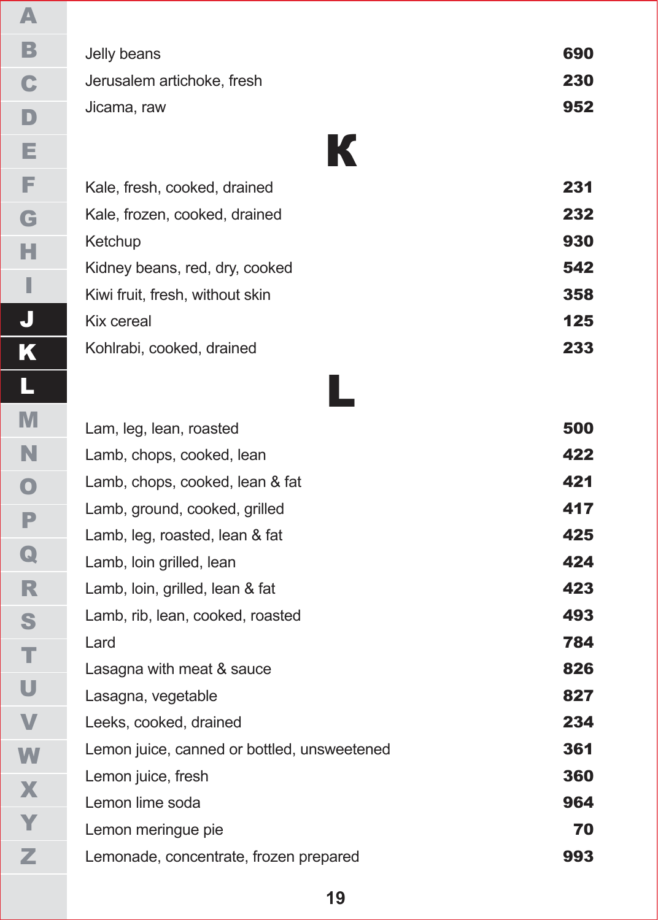| | |
|---|---|
| Jelly beans | **690** |
| Jerusalem artichoke, fresh | **230** |
| Jicama, raw | **952** |

# K

| | |
|---|---|
| Kale, fresh, cooked, drained | **231** |
| Kale, frozen, cooked, drained | **232** |
| Ketchup | **930** |
| Kidney beans, red, dry, cooked | **542** |
| Kiwi fruit, fresh, without skin | **358** |
| Kix cereal | **125** |
| Kohlrabi, cooked, drained | **233** |

# L

| | |
|---|---|
| Lam, leg, lean, roasted | **500** |
| Lamb, chops, cooked, lean | **422** |
| Lamb, chops, cooked, lean & fat | **421** |
| Lamb, ground, cooked, grilled | **417** |
| Lamb, leg, roasted, lean & fat | **425** |
| Lamb, loin grilled, lean | **424** |
| Lamb, loin, grilled, lean & fat | **423** |
| Lamb, rib, lean, cooked, roasted | **493** |
| Lard | **784** |
| Lasagna with meat & sauce | **826** |
| Lasagna, vegetable | **827** |
| Leeks, cooked, drained | **234** |
| Lemon juice, canned or bottled, unsweetened | **361** |
| Lemon juice, fresh | **360** |
| Lemon lime soda | **964** |
| Lemon meringue pie | **70** |
| Lemonade, concentrate, frozen prepared | **993** |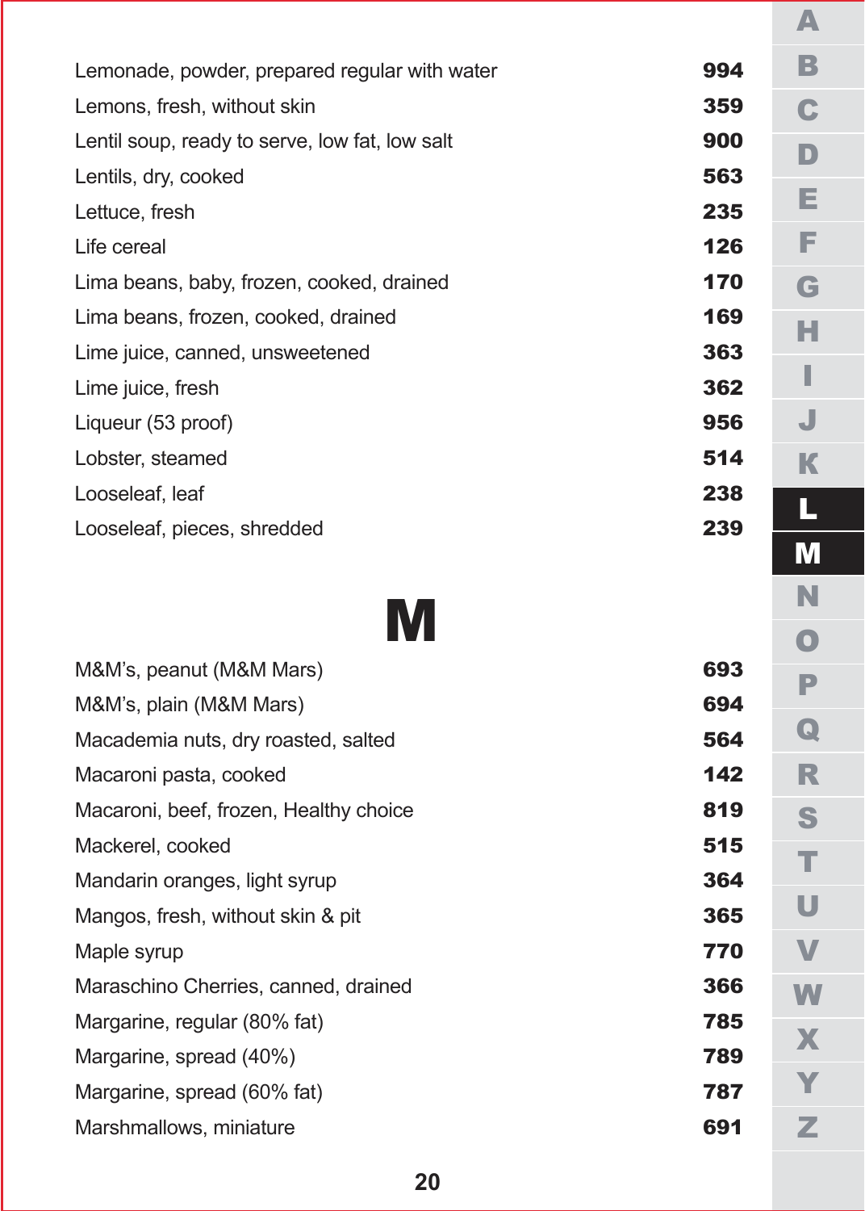| | |
|---|---|
| Lemonade, powder, prepared regular with water | **994** |
| Lemons, fresh, without skin | **359** |
| Lentil soup, ready to serve, low fat, low salt | **900** |
| Lentils, dry, cooked | **563** |
| Lettuce, fresh | **235** |
| Life cereal | **126** |
| Lima beans, baby, frozen, cooked, drained | **170** |
| Lima beans, frozen, cooked, drained | **169** |
| Lime juice, canned, unsweetened | **363** |
| Lime juice, fresh | **362** |
| Liqueur (53 proof) | **956** |
| Lobster, steamed | **514** |
| Looseleaf, leaf | **238** |
| Looseleaf, pieces, shredded | **239** |

# M

| | |
|---|---|
| M&M's, peanut (M&M Mars) | **693** |
| M&M's, plain (M&M Mars) | **694** |
| Macademia nuts, dry roasted, salted | **564** |
| Macaroni pasta, cooked | **142** |
| Macaroni, beef, frozen, Healthy choice | **819** |
| Mackerel, cooked | **515** |
| Mandarin oranges, light syrup | **364** |
| Mangos, fresh, without skin & pit | **365** |
| Maple syrup | **770** |
| Maraschino Cherries, canned, drained | **366** |
| Margarine, regular (80% fat) | **785** |
| Margarine, spread (40%) | **789** |
| Margarine, spread (60% fat) | **787** |
| Marshmallows, miniature | **691** |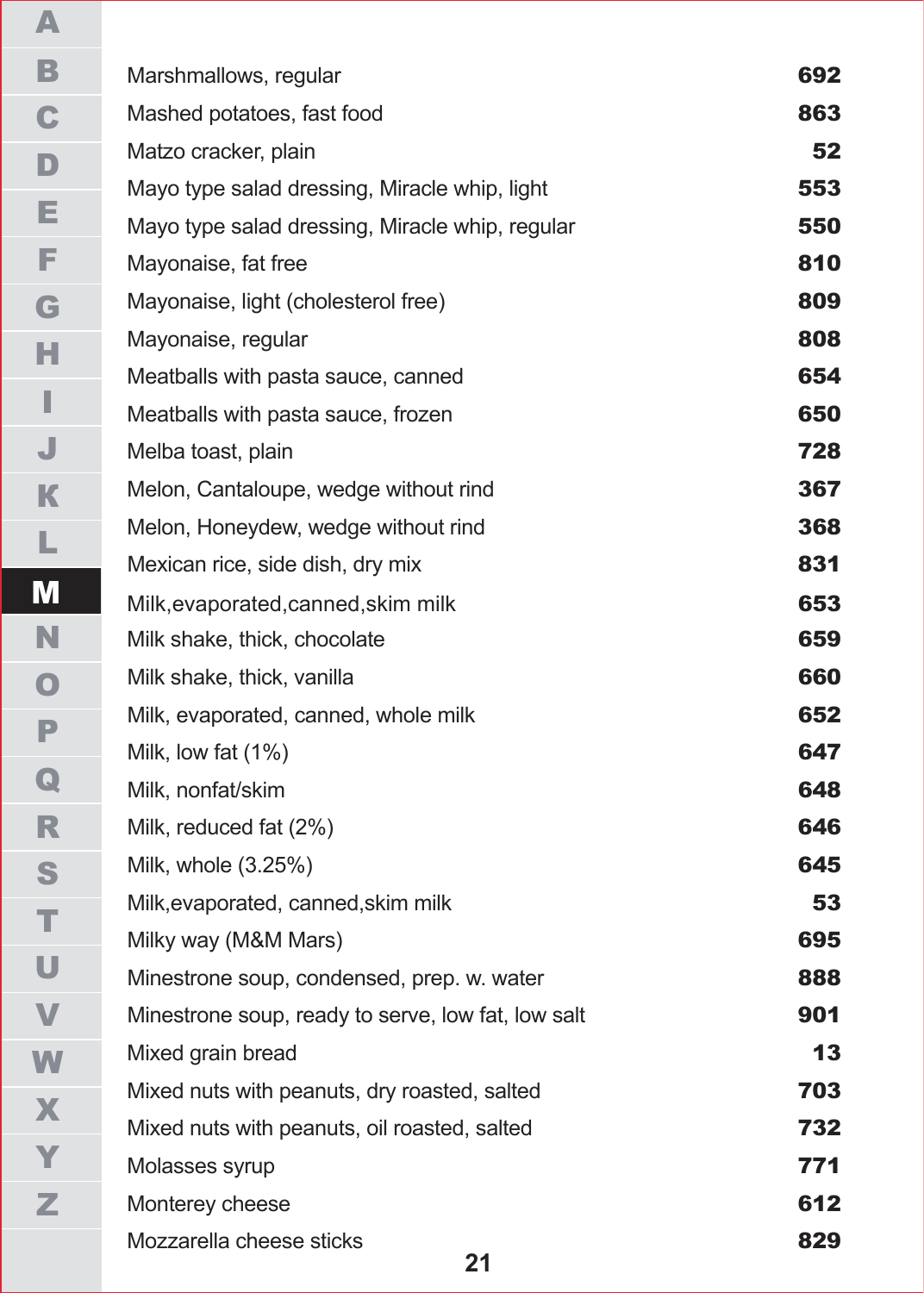| | |
|---|---|
| Marshmallows, regular | **692** |
| Mashed potatoes, fast food | **863** |
| Matzo cracker, plain | **52** |
| Mayo type salad dressing, Miracle whip, light | **553** |
| Mayo type salad dressing, Miracle whip, regular | **550** |
| Mayonaise, fat free | **810** |
| Mayonaise, light (cholesterol free) | **809** |
| Mayonaise, regular | **808** |
| Meatballs with pasta sauce, canned | **654** |
| Meatballs with pasta sauce, frozen | **650** |
| Melba toast, plain | **728** |
| Melon, Cantaloupe, wedge without rind | **367** |
| Melon, Honeydew, wedge without rind | **368** |
| Mexican rice, side dish, dry mix | **831** |
| Milk,evaporated,canned,skim milk | **653** |
| Milk shake, thick, chocolate | **659** |
| Milk shake, thick, vanilla | **660** |
| Milk, evaporated, canned, whole milk | **652** |
| Milk, low fat (1%) | **647** |
| Milk, nonfat/skim | **648** |
| Milk, reduced fat (2%) | **646** |
| Milk, whole (3.25%) | **645** |
| Milk,evaporated, canned,skim milk | **53** |
| Milky way (M&M Mars) | **695** |
| Minestrone soup, condensed, prep. w. water | **888** |
| Minestrone soup, ready to serve, low fat, low salt | **901** |
| Mixed grain bread | **13** |
| Mixed nuts with peanuts, dry roasted, salted | **703** |
| Mixed nuts with peanuts, oil roasted, salted | **732** |
| Molasses syrup | **771** |
| Monterey cheese | **612** |
| Mozzarella cheese sticks | **829** |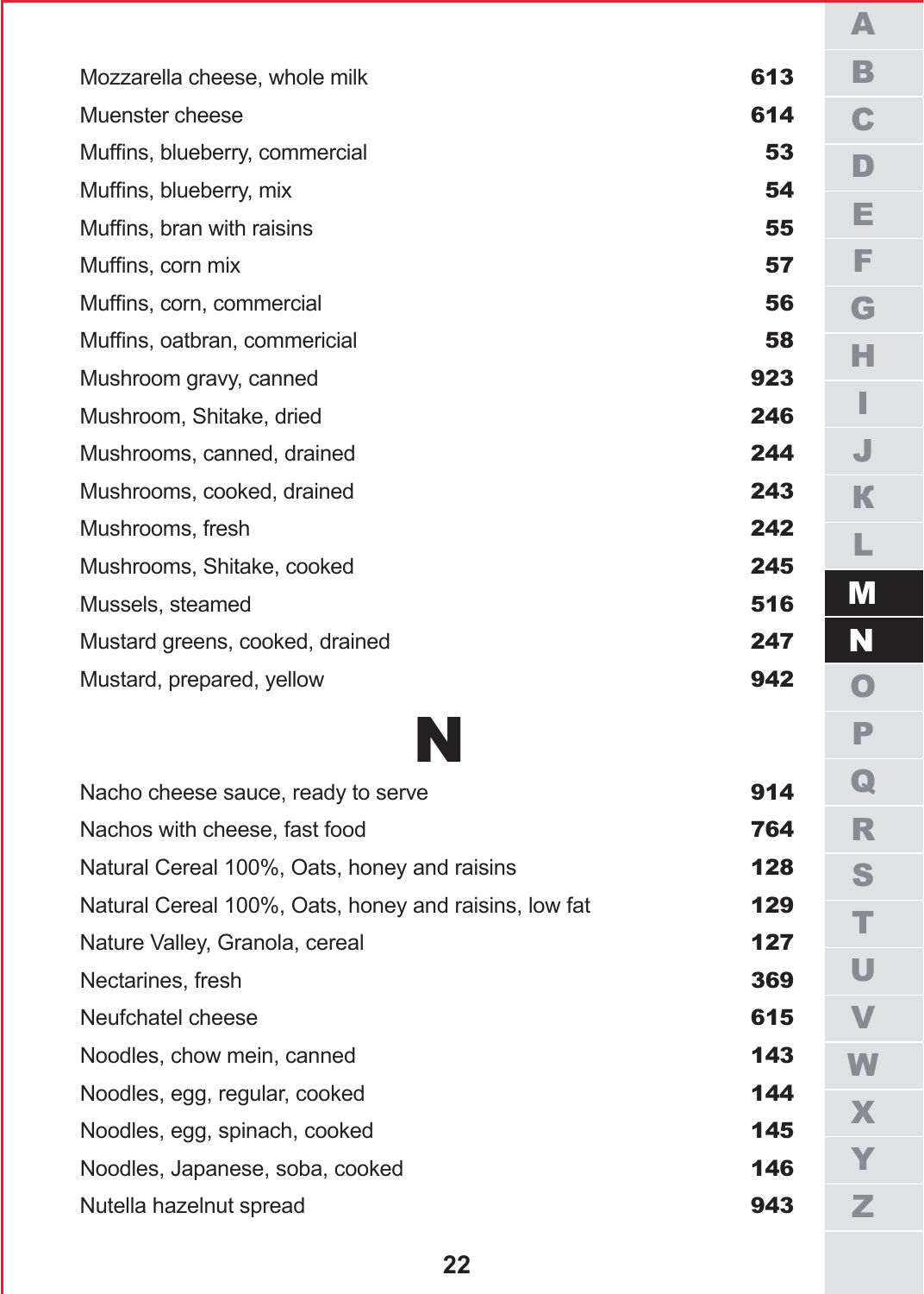| | |
|---|---|
| Mozzarella cheese, whole milk | **613** |
| Muenster cheese | **614** |
| Muffins, blueberry, commercial | **53** |
| Muffins, blueberry, mix | **54** |
| Muffins, bran with raisins | **55** |
| Muffins, corn mix | **57** |
| Muffins, corn, commercial | **56** |
| Muffins, oatbran, commericial | **58** |
| Mushroom gravy, canned | **923** |
| Mushroom, Shitake, dried | **246** |
| Mushrooms, canned, drained | **244** |
| Mushrooms, cooked, drained | **243** |
| Mushrooms, fresh | **242** |
| Mushrooms, Shitake, cooked | **245** |
| Mussels, steamed | **516** |
| Mustard greens, cooked, drained | **247** |
| Mustard, prepared, yellow | **942** |

# N

| | |
|---|---|
| Nacho cheese sauce, ready to serve | **914** |
| Nachos with cheese, fast food | **764** |
| Natural Cereal 100%, Oats, honey and raisins | **128** |
| Natural Cereal 100%, Oats, honey and raisins, low fat | **129** |
| Nature Valley, Granola, cereal | **127** |
| Nectarines, fresh | **369** |
| Neufchatel cheese | **615** |
| Noodles, chow mein, canned | **143** |
| Noodles, egg, regular, cooked | **144** |
| Noodles, egg, spinach, cooked | **145** |
| Noodles, Japanese, soba, cooked | **146** |
| Nutella hazelnut spread | **943** |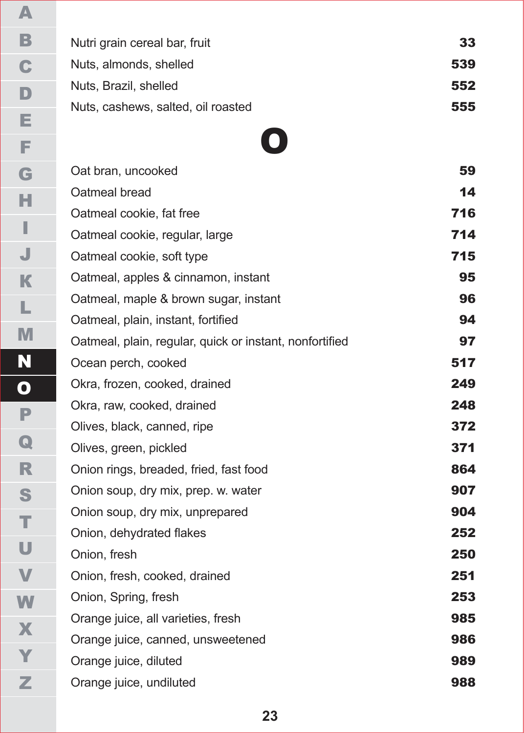| | |
|---|---|
| Nutri grain cereal bar, fruit | **33** |
| Nuts, almonds, shelled | **539** |
| Nuts, Brazil, shelled | **552** |
| Nuts, cashews, salted, oil roasted | **555** |

# O

| | |
|---|---|
| Oat bran, uncooked | **59** |
| Oatmeal bread | **14** |
| Oatmeal cookie, fat free | **716** |
| Oatmeal cookie, regular, large | **714** |
| Oatmeal cookie, soft type | **715** |
| Oatmeal, apples & cinnamon, instant | **95** |
| Oatmeal, maple & brown sugar, instant | **96** |
| Oatmeal, plain, instant, fortified | **94** |
| Oatmeal, plain, regular, quick or instant, nonfortified | **97** |
| Ocean perch, cooked | **517** |
| Okra, frozen, cooked, drained | **249** |
| Okra, raw, cooked, drained | **248** |
| Olives, black, canned, ripe | **372** |
| Olives, green, pickled | **371** |
| Onion rings, breaded, fried, fast food | **864** |
| Onion soup, dry mix, prep. w. water | **907** |
| Onion soup, dry mix, unprepared | **904** |
| Onion, dehydrated flakes | **252** |
| Onion, fresh | **250** |
| Onion, fresh, cooked, drained | **251** |
| Onion, Spring, fresh | **253** |
| Orange juice, all varieties, fresh | **985** |
| Orange juice, canned, unsweetened | **986** |
| Orange juice, diluted | **989** |
| Orange juice, undiluted | **988** |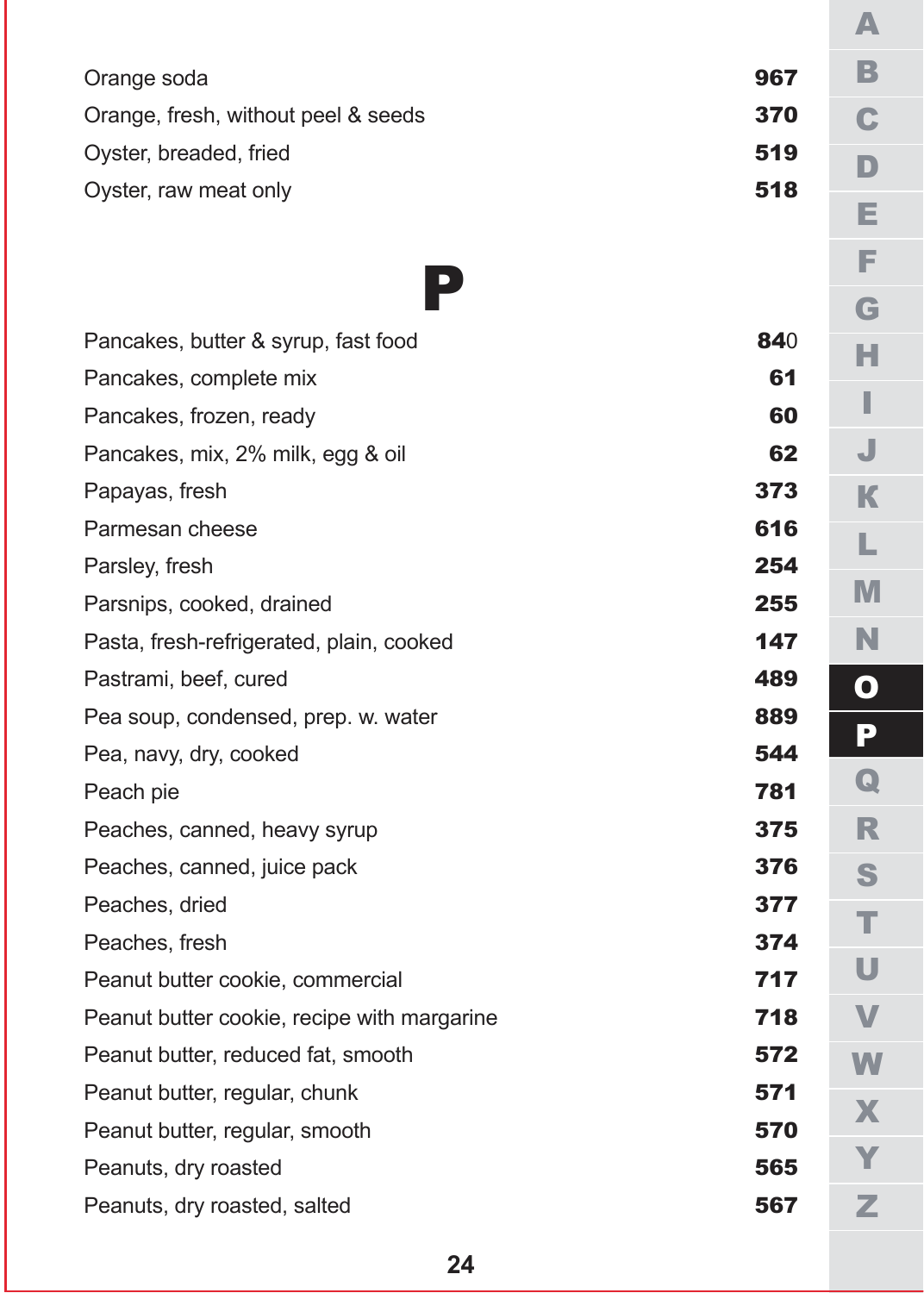| | |
|---|---|
| Orange soda | **967** |
| Orange, fresh, without peel & seeds | **370** |
| Oyster, breaded, fried | **519** |
| Oyster, raw meat only | **518** |

# P

| | |
|---|---|
| Pancakes, butter & syrup, fast food | **84**0 |
| Pancakes, complete mix | **61** |
| Pancakes, frozen, ready | **60** |
| Pancakes, mix, 2% milk, egg & oil | **62** |
| Papayas, fresh | **373** |
| Parmesan cheese | **616** |
| Parsley, fresh | **254** |
| Parsnips, cooked, drained | **255** |
| Pasta, fresh-refrigerated, plain, cooked | **147** |
| Pastrami, beef, cured | **489** |
| Pea soup, condensed, prep. w. water | **889** |
| Pea, navy, dry, cooked | **544** |
| Peach pie | **781** |
| Peaches, canned, heavy syrup | **375** |
| Peaches, canned, juice pack | **376** |
| Peaches, dried | **377** |
| Peaches, fresh | **374** |
| Peanut butter cookie, commercial | **717** |
| Peanut butter cookie, recipe with margarine | **718** |
| Peanut butter, reduced fat, smooth | **572** |
| Peanut butter, regular, chunk | **571** |
| Peanut butter, regular, smooth | **570** |
| Peanuts, dry roasted | **565** |
| Peanuts, dry roasted, salted | **567** |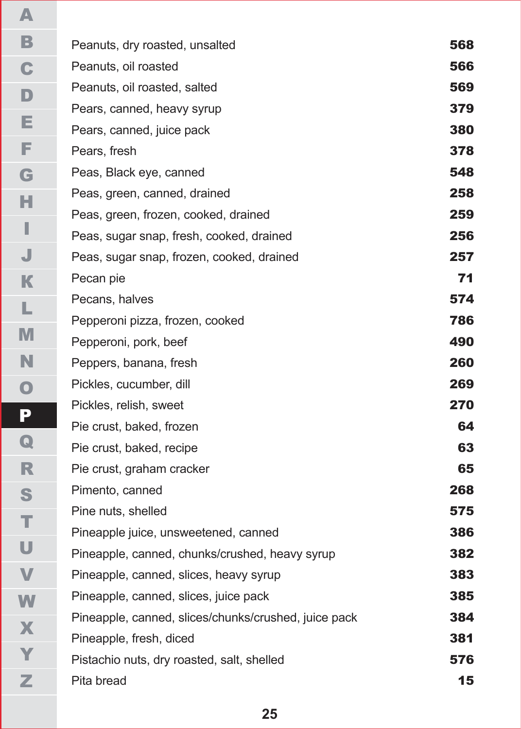| | |
|---|---|
| Peanuts, dry roasted, unsalted | **568** |
| Peanuts, oil roasted | **566** |
| Peanuts, oil roasted, salted | **569** |
| Pears, canned, heavy syrup | **379** |
| Pears, canned, juice pack | **380** |
| Pears, fresh | **378** |
| Peas, Black eye, canned | **548** |
| Peas, green, canned, drained | **258** |
| Peas, green, frozen, cooked, drained | **259** |
| Peas, sugar snap, fresh, cooked, drained | **256** |
| Peas, sugar snap, frozen, cooked, drained | **257** |
| Pecan pie | **71** |
| Pecans, halves | **574** |
| Pepperoni pizza, frozen, cooked | **786** |
| Pepperoni, pork, beef | **490** |
| Peppers, banana, fresh | **260** |
| Pickles, cucumber, dill | **269** |
| Pickles, relish, sweet | **270** |
| Pie crust, baked, frozen | **64** |
| Pie crust, baked, recipe | **63** |
| Pie crust, graham cracker | **65** |
| Pimento, canned | **268** |
| Pine nuts, shelled | **575** |
| Pineapple juice, unsweetened, canned | **386** |
| Pineapple, canned, chunks/crushed, heavy syrup | **382** |
| Pineapple, canned, slices, heavy syrup | **383** |
| Pineapple, canned, slices, juice pack | **385** |
| Pineapple, canned, slices/chunks/crushed, juice pack | **384** |
| Pineapple, fresh, diced | **381** |
| Pistachio nuts, dry roasted, salt, shelled | **576** |
| Pita bread | **15** |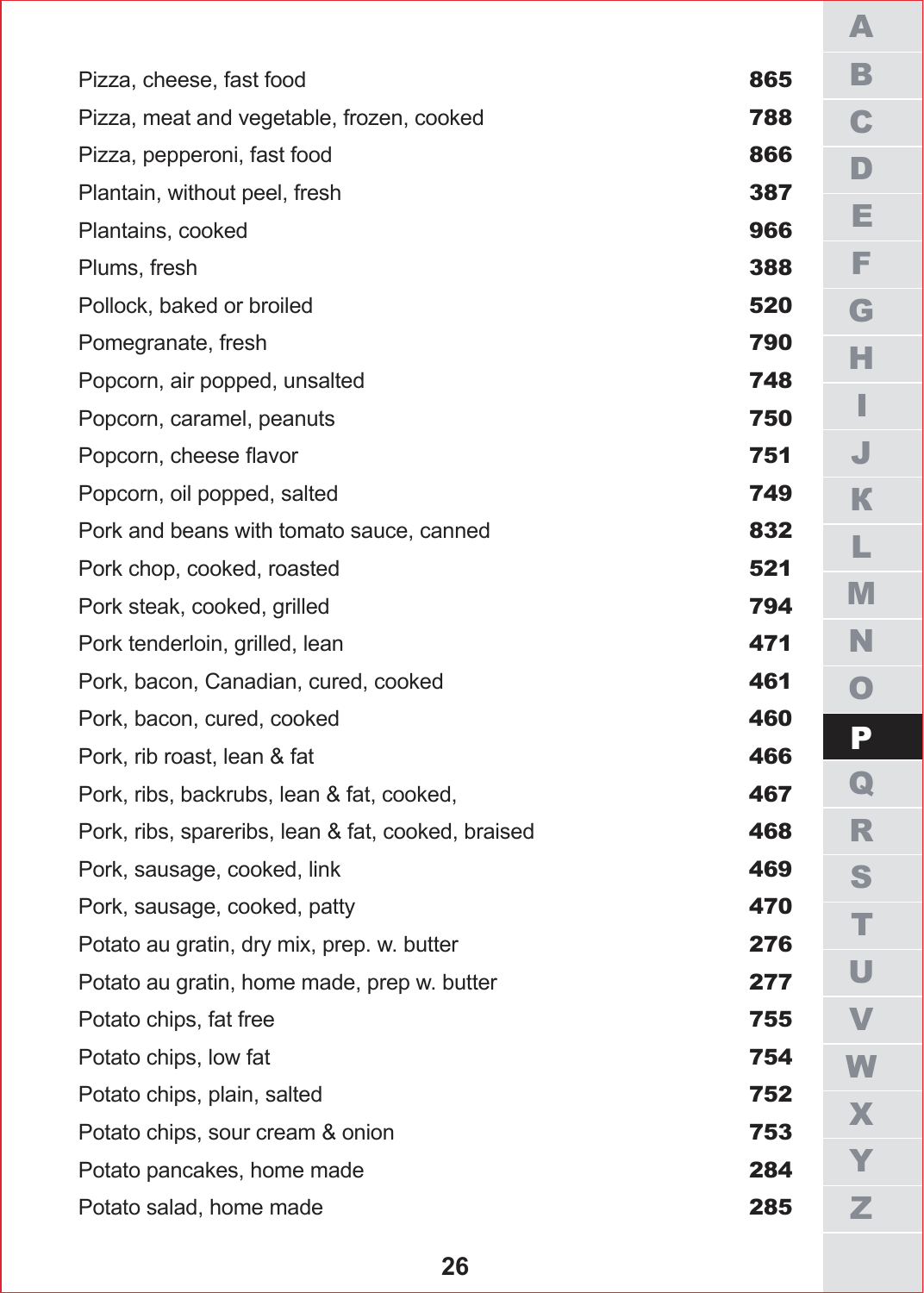| | |
|---|---|
| Pizza, cheese, fast food | **865** |
| Pizza, meat and vegetable, frozen, cooked | **788** |
| Pizza, pepperoni, fast food | **866** |
| Plantain, without peel, fresh | **387** |
| Plantains, cooked | **966** |
| Plums, fresh | **388** |
| Pollock, baked or broiled | **520** |
| Pomegranate, fresh | **790** |
| Popcorn, air popped, unsalted | **748** |
| Popcorn, caramel, peanuts | **750** |
| Popcorn, cheese flavor | **751** |
| Popcorn, oil popped, salted | **749** |
| Pork and beans with tomato sauce, canned | **832** |
| Pork chop, cooked, roasted | **521** |
| Pork steak, cooked, grilled | **794** |
| Pork tenderloin, grilled, lean | **471** |
| Pork, bacon, Canadian, cured, cooked | **461** |
| Pork, bacon, cured, cooked | **460** |
| Pork, rib roast, lean & fat | **466** |
| Pork, ribs, backrubs, lean & fat, cooked, | **467** |
| Pork, ribs, spareribs, lean & fat, cooked, braised | **468** |
| Pork, sausage, cooked, link | **469** |
| Pork, sausage, cooked, patty | **470** |
| Potato au gratin, dry mix, prep. w. butter | **276** |
| Potato au gratin, home made, prep w. butter | **277** |
| Potato chips, fat free | **755** |
| Potato chips, low fat | **754** |
| Potato chips, plain, salted | **752** |
| Potato chips, sour cream & onion | **753** |
| Potato pancakes, home made | **284** |
| Potato salad, home made | **285** |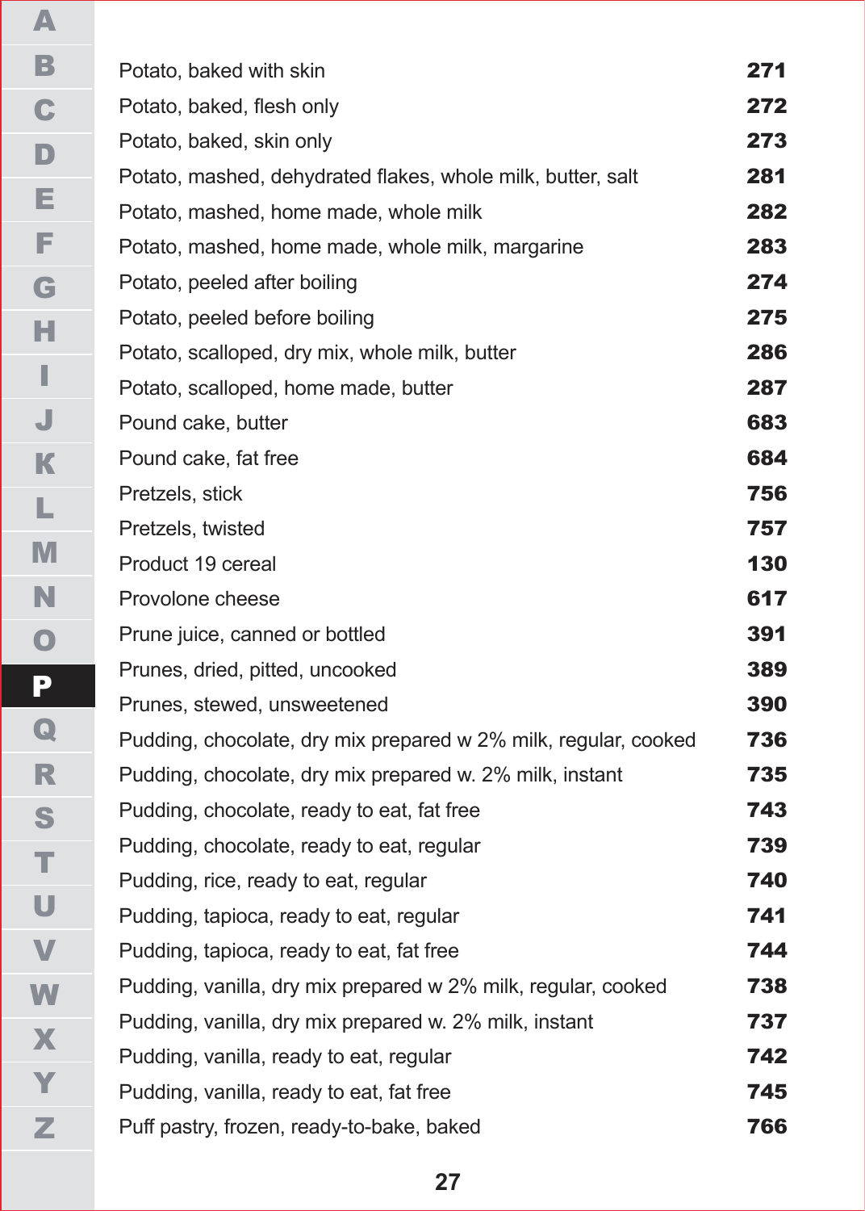| | |
|---|---|
| Potato, baked with skin | **271** |
| Potato, baked, flesh only | **272** |
| Potato, baked, skin only | **273** |
| Potato, mashed, dehydrated flakes, whole milk, butter, salt | **281** |
| Potato, mashed, home made, whole milk | **282** |
| Potato, mashed, home made, whole milk, margarine | **283** |
| Potato, peeled after boiling | **274** |
| Potato, peeled before boiling | **275** |
| Potato, scalloped, dry mix, whole milk, butter | **286** |
| Potato, scalloped, home made, butter | **287** |
| Pound cake, butter | **683** |
| Pound cake, fat free | **684** |
| Pretzels, stick | **756** |
| Pretzels, twisted | **757** |
| Product 19 cereal | **130** |
| Provolone cheese | **617** |
| Prune juice, canned or bottled | **391** |
| Prunes, dried, pitted, uncooked | **389** |
| Prunes, stewed, unsweetened | **390** |
| Pudding, chocolate, dry mix prepared w 2% milk, regular, cooked | **736** |
| Pudding, chocolate, dry mix prepared w. 2% milk, instant | **735** |
| Pudding, chocolate, ready to eat, fat free | **743** |
| Pudding, chocolate, ready to eat, regular | **739** |
| Pudding, rice, ready to eat, regular | **740** |
| Pudding, tapioca, ready to eat, regular | **741** |
| Pudding, tapioca, ready to eat, fat free | **744** |
| Pudding, vanilla, dry mix prepared w 2% milk, regular, cooked | **738** |
| Pudding, vanilla, dry mix prepared w. 2% milk, instant | **737** |
| Pudding, vanilla, ready to eat, regular | **742** |
| Pudding, vanilla, ready to eat, fat free | **745** |
| Puff pastry, frozen, ready-to-bake, baked | **766** |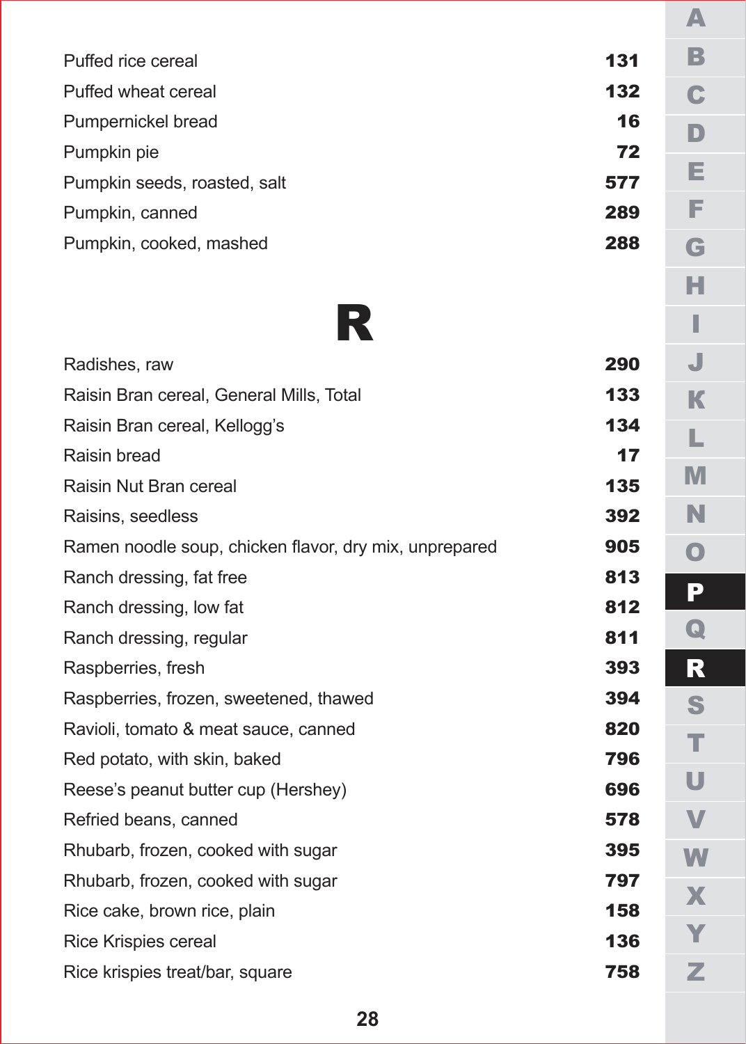| | |
|---|---|
| Puffed rice cereal | **131** |
| Puffed wheat cereal | **132** |
| Pumpernickel bread | **16** |
| Pumpkin pie | **72** |
| Pumpkin seeds, roasted, salt | **577** |
| Pumpkin, canned | **289** |
| Pumpkin, cooked, mashed | **288** |

# R

| | |
|---|---|
| Radishes, raw | **290** |
| Raisin Bran cereal, General Mills, Total | **133** |
| Raisin Bran cereal, Kellogg's | **134** |
| Raisin bread | **17** |
| Raisin Nut Bran cereal | **135** |
| Raisins, seedless | **392** |
| Ramen noodle soup, chicken flavor, dry mix, unprepared | **905** |
| Ranch dressing, fat free | **813** |
| Ranch dressing, low fat | **812** |
| Ranch dressing, regular | **811** |
| Raspberries, fresh | **393** |
| Raspberries, frozen, sweetened, thawed | **394** |
| Ravioli, tomato & meat sauce, canned | **820** |
| Red potato, with skin, baked | **796** |
| Reese's peanut butter cup (Hershey) | **696** |
| Refried beans, canned | **578** |
| Rhubarb, frozen, cooked with sugar | **395** |
| Rhubarb, frozen, cooked with sugar | **797** |
| Rice cake, brown rice, plain | **158** |
| Rice Krispies cereal | **136** |
| Rice krispies treat/bar, square | **758** |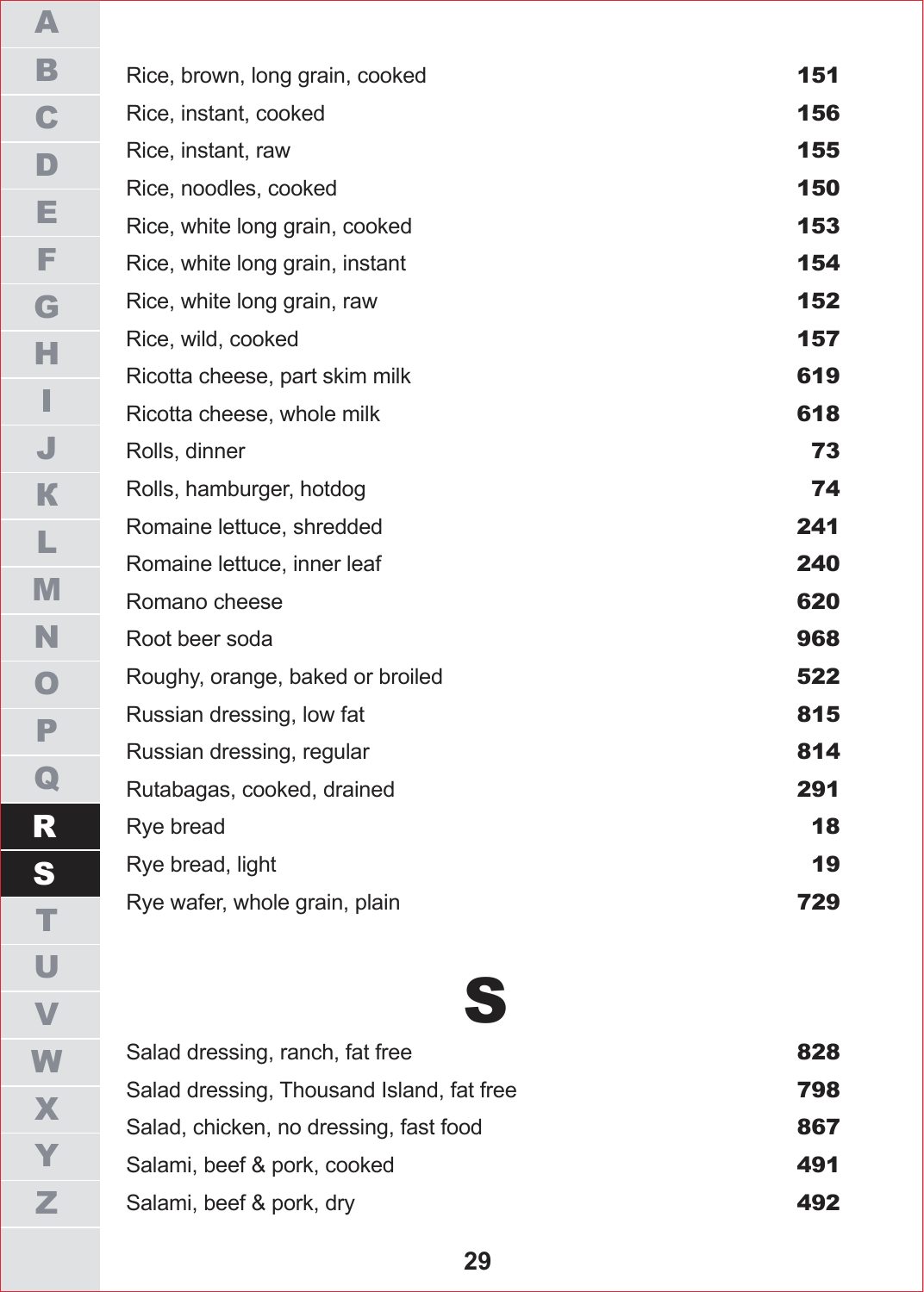| | |
|---|---|
| Rice, brown, long grain, cooked | **151** |
| Rice, instant, cooked | **156** |
| Rice, instant, raw | **155** |
| Rice, noodles, cooked | **150** |
| Rice, white long grain, cooked | **153** |
| Rice, white long grain, instant | **154** |
| Rice, white long grain, raw | **152** |
| Rice, wild, cooked | **157** |
| Ricotta cheese, part skim milk | **619** |
| Ricotta cheese, whole milk | **618** |
| Rolls, dinner | **73** |
| Rolls, hamburger, hotdog | **74** |
| Romaine lettuce, shredded | **241** |
| Romaine lettuce, inner leaf | **240** |
| Romano cheese | **620** |
| Root beer soda | **968** |
| Roughy, orange, baked or broiled | **522** |
| Russian dressing, low fat | **815** |
| Russian dressing, regular | **814** |
| Rutabagas, cooked, drained | **291** |
| Rye bread | **18** |
| Rye bread, light | **19** |
| Rye wafer, whole grain, plain | **729** |

# S

| | |
|---|---|
| Salad dressing, ranch, fat free | **828** |
| Salad dressing, Thousand Island, fat free | **798** |
| Salad, chicken, no dressing, fast food | **867** |
| Salami, beef & pork, cooked | **491** |
| Salami, beef & pork, dry | **492** |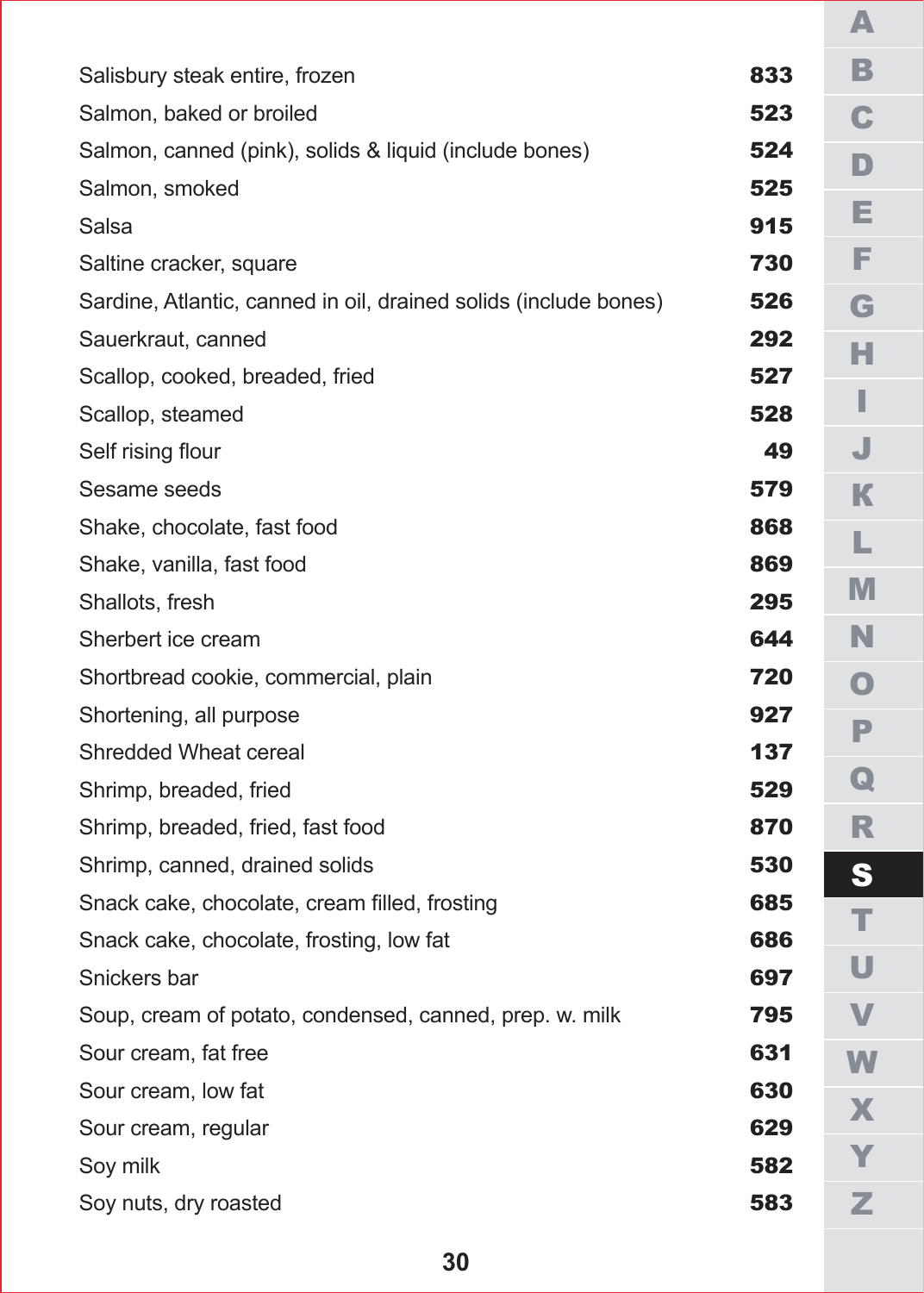| | |
|---|---|
| Salisbury steak entire, frozen | **833** |
| Salmon, baked or broiled | **523** |
| Salmon, canned (pink), solids & liquid (include bones) | **524** |
| Salmon, smoked | **525** |
| Salsa | **915** |
| Saltine cracker, square | **730** |
| Sardine, Atlantic, canned in oil, drained solids (include bones) | **526** |
| Sauerkraut, canned | **292** |
| Scallop, cooked, breaded, fried | **527** |
| Scallop, steamed | **528** |
| Self rising flour | **49** |
| Sesame seeds | **579** |
| Shake, chocolate, fast food | **868** |
| Shake, vanilla, fast food | **869** |
| Shallots, fresh | **295** |
| Sherbert ice cream | **644** |
| Shortbread cookie, commercial, plain | **720** |
| Shortening, all purpose | **927** |
| Shredded Wheat cereal | **137** |
| Shrimp, breaded, fried | **529** |
| Shrimp, breaded, fried, fast food | **870** |
| Shrimp, canned, drained solids | **530** |
| Snack cake, chocolate, cream filled, frosting | **685** |
| Snack cake, chocolate, frosting, low fat | **686** |
| Snickers bar | **697** |
| Soup, cream of potato, condensed, canned, prep. w. milk | **795** |
| Sour cream, fat free | **631** |
| Sour cream, low fat | **630** |
| Sour cream, regular | **629** |
| Soy milk | **582** |
| Soy nuts, dry roasted | **583** |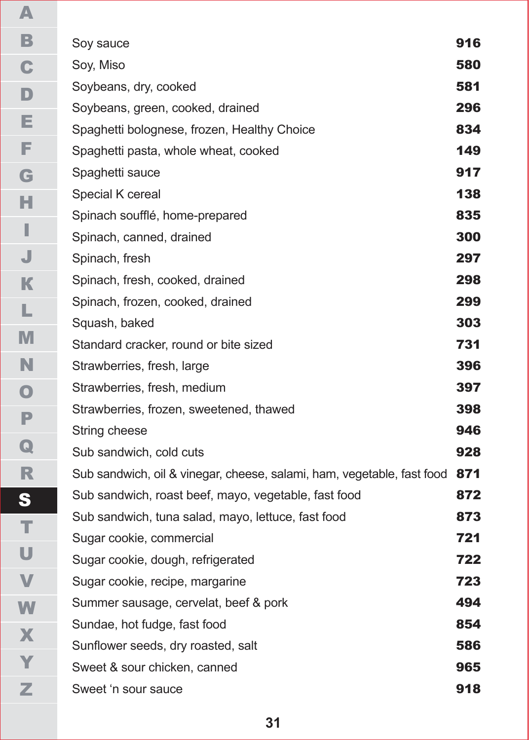| | |
|---|---|
| Soy sauce | **916** |
| Soy, Miso | **580** |
| Soybeans, dry, cooked | **581** |
| Soybeans, green, cooked, drained | **296** |
| Spaghetti bolognese, frozen, Healthy Choice | **834** |
| Spaghetti pasta, whole wheat, cooked | **149** |
| Spaghetti sauce | **917** |
| Special K cereal | **138** |
| Spinach soufflé, home-prepared | **835** |
| Spinach, canned, drained | **300** |
| Spinach, fresh | **297** |
| Spinach, fresh, cooked, drained | **298** |
| Spinach, frozen, cooked, drained | **299** |
| Squash, baked | **303** |
| Standard cracker, round or bite sized | **731** |
| Strawberries, fresh, large | **396** |
| Strawberries, fresh, medium | **397** |
| Strawberries, frozen, sweetened, thawed | **398** |
| String cheese | **946** |
| Sub sandwich, cold cuts | **928** |
| Sub sandwich, oil & vinegar, cheese, salami, ham, vegetable, fast food | **871** |
| Sub sandwich, roast beef, mayo, vegetable, fast food | **872** |
| Sub sandwich, tuna salad, mayo, lettuce, fast food | **873** |
| Sugar cookie, commercial | **721** |
| Sugar cookie, dough, refrigerated | **722** |
| Sugar cookie, recipe, margarine | **723** |
| Summer sausage, cervelat, beef & pork | **494** |
| Sundae, hot fudge, fast food | **854** |
| Sunflower seeds, dry roasted, salt | **586** |
| Sweet & sour chicken, canned | **965** |
| Sweet ‘n sour sauce | **918** |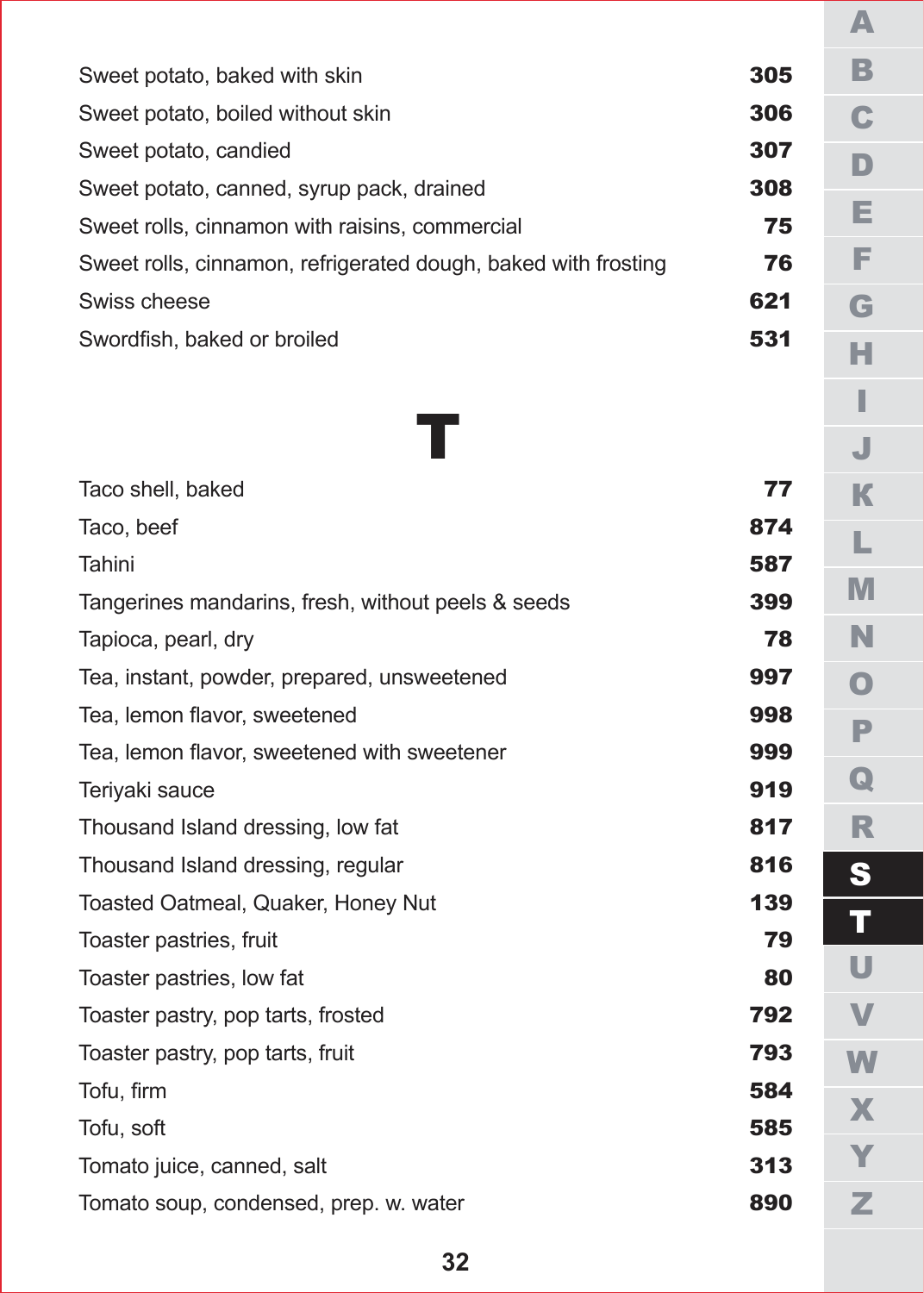| | |
|---|---|
| Sweet potato, baked with skin | **305** |
| Sweet potato, boiled without skin | **306** |
| Sweet potato, candied | **307** |
| Sweet potato, canned, syrup pack, drained | **308** |
| Sweet rolls, cinnamon with raisins, commercial | **75** |
| Sweet rolls, cinnamon, refrigerated dough, baked with frosting | **76** |
| Swiss cheese | **621** |
| Swordfish, baked or broiled | **531** |

# T

| | |
|---|---|
| Taco shell, baked | **77** |
| Taco, beef | **874** |
| Tahini | **587** |
| Tangerines mandarins, fresh, without peels & seeds | **399** |
| Tapioca, pearl, dry | **78** |
| Tea, instant, powder, prepared, unsweetened | **997** |
| Tea, lemon flavor, sweetened | **998** |
| Tea, lemon flavor, sweetened with sweetener | **999** |
| Teriyaki sauce | **919** |
| Thousand Island dressing, low fat | **817** |
| Thousand Island dressing, regular | **816** |
| Toasted Oatmeal, Quaker, Honey Nut | **139** |
| Toaster pastries, fruit | **79** |
| Toaster pastries, low fat | **80** |
| Toaster pastry, pop tarts, frosted | **792** |
| Toaster pastry, pop tarts, fruit | **793** |
| Tofu, firm | **584** |
| Tofu, soft | **585** |
| Tomato juice, canned, salt | **313** |
| Tomato soup, condensed, prep. w. water | **890** |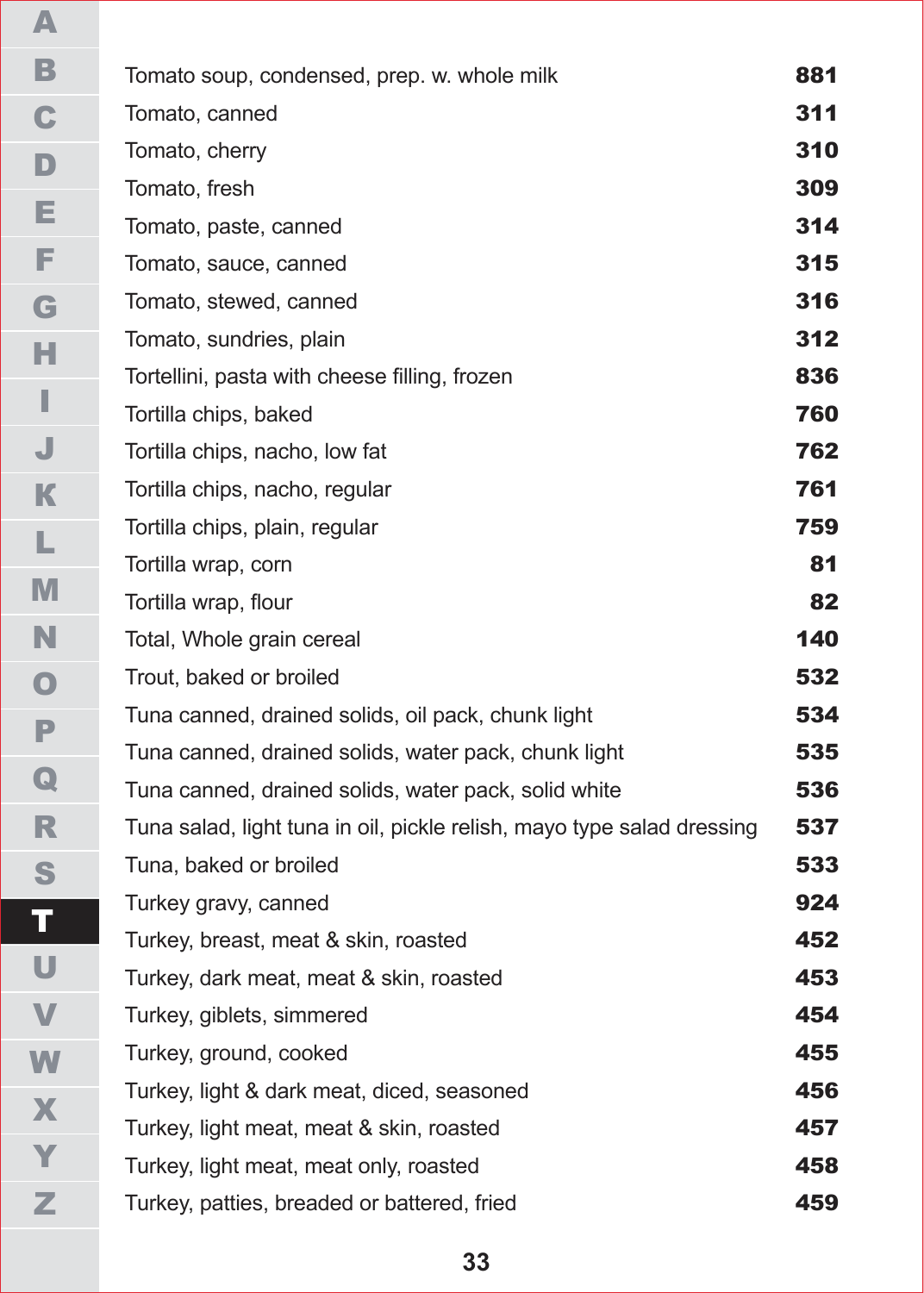| | |
|---|---|
| Tomato soup, condensed, prep. w. whole milk | **881** |
| Tomato, canned | **311** |
| Tomato, cherry | **310** |
| Tomato, fresh | **309** |
| Tomato, paste, canned | **314** |
| Tomato, sauce, canned | **315** |
| Tomato, stewed, canned | **316** |
| Tomato, sundries, plain | **312** |
| Tortellini, pasta with cheese filling, frozen | **836** |
| Tortilla chips, baked | **760** |
| Tortilla chips, nacho, low fat | **762** |
| Tortilla chips, nacho, regular | **761** |
| Tortilla chips, plain, regular | **759** |
| Tortilla wrap, corn | **81** |
| Tortilla wrap, flour | **82** |
| Total, Whole grain cereal | **140** |
| Trout, baked or broiled | **532** |
| Tuna canned, drained solids, oil pack, chunk light | **534** |
| Tuna canned, drained solids, water pack, chunk light | **535** |
| Tuna canned, drained solids, water pack, solid white | **536** |
| Tuna salad, light tuna in oil, pickle relish, mayo type salad dressing | **537** |
| Tuna, baked or broiled | **533** |
| Turkey gravy, canned | **924** |
| Turkey, breast, meat & skin, roasted | **452** |
| Turkey, dark meat, meat & skin, roasted | **453** |
| Turkey, giblets, simmered | **454** |
| Turkey, ground, cooked | **455** |
| Turkey, light & dark meat, diced, seasoned | **456** |
| Turkey, light meat, meat & skin, roasted | **457** |
| Turkey, light meat, meat only, roasted | **458** |
| Turkey, patties, breaded or battered, fried | **459** |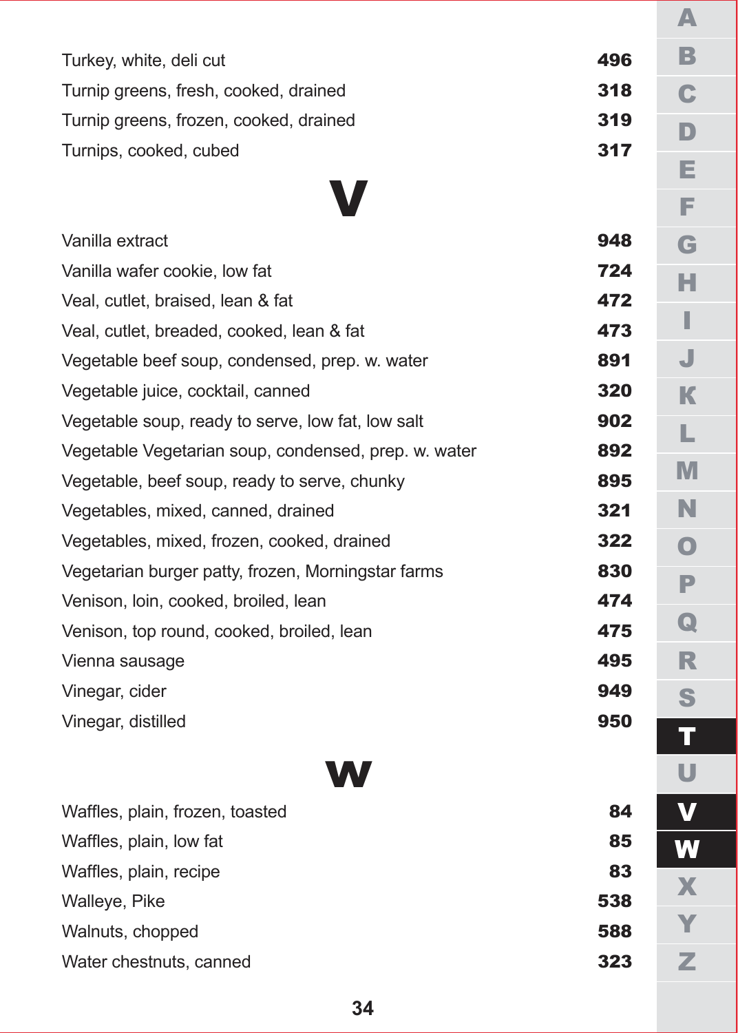| | |
|---|---|
| Turkey, white, deli cut | **496** |
| Turnip greens, fresh, cooked, drained | **318** |
| Turnip greens, frozen, cooked, drained | **319** |
| Turnips, cooked, cubed | **317** |

# V

| | |
|---|---|
| Vanilla extract | **948** |
| Vanilla wafer cookie, low fat | **724** |
| Veal, cutlet, braised, lean & fat | **472** |
| Veal, cutlet, breaded, cooked, lean & fat | **473** |
| Vegetable beef soup, condensed, prep. w. water | **891** |
| Vegetable juice, cocktail, canned | **320** |
| Vegetable soup, ready to serve, low fat, low salt | **902** |
| Vegetable Vegetarian soup, condensed, prep. w. water | **892** |
| Vegetable, beef soup, ready to serve, chunky | **895** |
| Vegetables, mixed, canned, drained | **321** |
| Vegetables, mixed, frozen, cooked, drained | **322** |
| Vegetarian burger patty, frozen, Morningstar farms | **830** |
| Venison, loin, cooked, broiled, lean | **474** |
| Venison, top round, cooked, broiled, lean | **475** |
| Vienna sausage | **495** |
| Vinegar, cider | **949** |
| Vinegar, distilled | **950** |

# W

| | |
|---|---|
| Waffles, plain, frozen, toasted | **84** |
| Waffles, plain, low fat | **85** |
| Waffles, plain, recipe | **83** |
| Walleye, Pike | **538** |
| Walnuts, chopped | **588** |
| Water chestnuts, canned | **323** |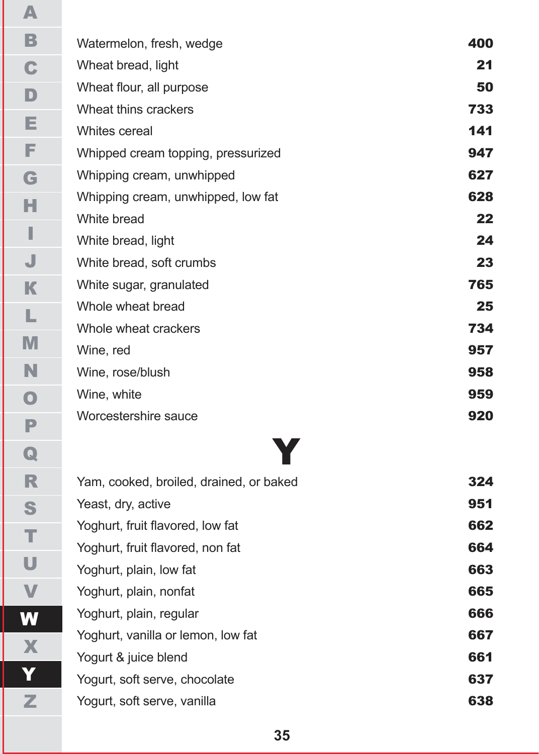| | |
|---|---|
| Watermelon, fresh, wedge | **400** |
| Wheat bread, light | **21** |
| Wheat flour, all purpose | **50** |
| Wheat thins crackers | **733** |
| Whites cereal | **141** |
| Whipped cream topping, pressurized | **947** |
| Whipping cream, unwhipped | **627** |
| Whipping cream, unwhipped, low fat | **628** |
| White bread | **22** |
| White bread, light | **24** |
| White bread, soft crumbs | **23** |
| White sugar, granulated | **765** |
| Whole wheat bread | **25** |
| Whole wheat crackers | **734** |
| Wine, red | **957** |
| Wine, rose/blush | **958** |
| Wine, white | **959** |
| Worcestershire sauce | **920** |

# Y

| | |
|---|---|
| Yam, cooked, broiled, drained, or baked | **324** |
| Yeast, dry, active | **951** |
| Yoghurt, fruit flavored, low fat | **662** |
| Yoghurt, fruit flavored, non fat | **664** |
| Yoghurt, plain, low fat | **663** |
| Yoghurt, plain, nonfat | **665** |
| Yoghurt, plain, regular | **666** |
| Yoghurt, vanilla or lemon, low fat | **667** |
| Yogurt & juice blend | **661** |
| Yogurt, soft serve, chocolate | **637** |
| Yogurt, soft serve, vanilla | **638** |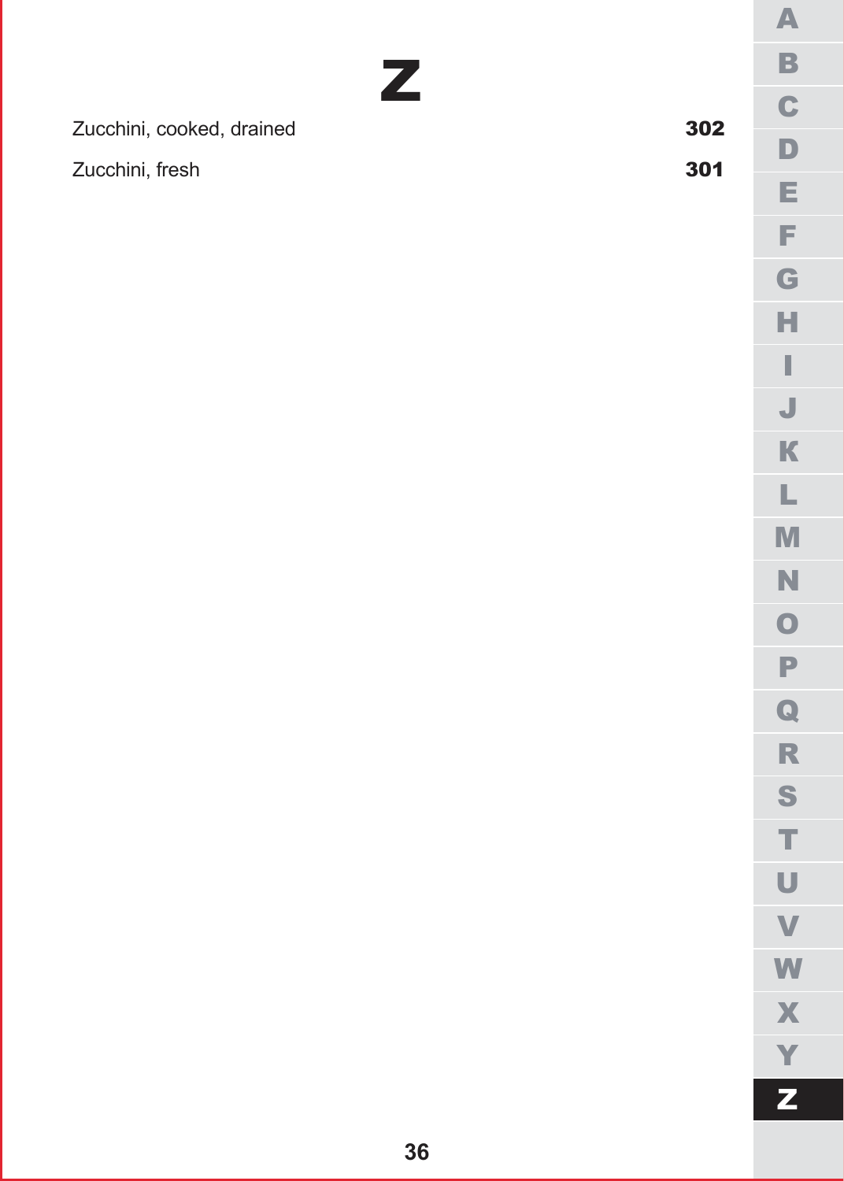# Z

Zucchini, cooked, drained **302**

Zucchini, fresh **301**